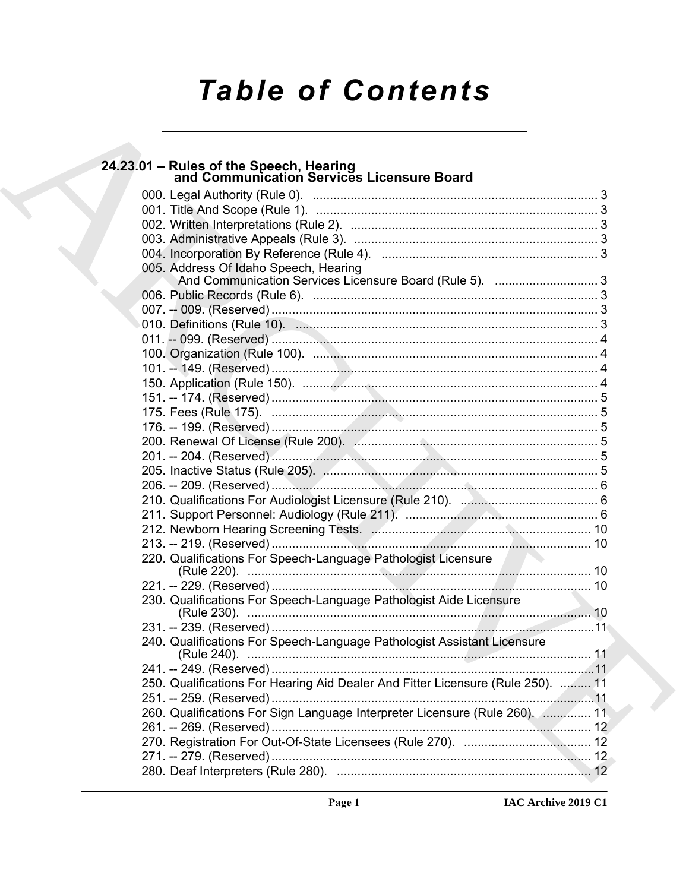# Table of Contents

## 24.23.01 – Rules of the Speech, Hearing and Communication Services Licensure Board

000. Legal Authority (Rule 0). ... 3
001. Title And Scope (Rule 1). ... 3
002. Written Interpretations (Rule 2). ... 3
003. Administrative Appeals (Rule 3). ... 3
004. Incorporation By Reference (Rule 4). ... 3
005. Address Of Idaho Speech, Hearing And Communication Services Licensure Board (Rule 5). ... 3
006. Public Records (Rule 6). ... 3
007. -- 009. (Reserved) ... 3
010. Definitions (Rule 10). ... 3
011. -- 099. (Reserved) ... 4
100. Organization (Rule 100). ... 4
101. -- 149. (Reserved) ... 4
150. Application (Rule 150). ... 4
151. -- 174. (Reserved) ... 5
175. Fees (Rule 175). ... 5
176. -- 199. (Reserved) ... 5
200. Renewal Of License (Rule 200). ... 5
201. -- 204. (Reserved) ... 5
205. Inactive Status (Rule 205). ... 5
206. -- 209. (Reserved) ... 6
210. Qualifications For Audiologist Licensure (Rule 210). ... 6
211. Support Personnel: Audiology (Rule 211). ... 6
212. Newborn Hearing Screening Tests. ... 10
213. -- 219. (Reserved) ... 10
220. Qualifications For Speech-Language Pathologist Licensure (Rule 220). ... 10
221. -- 229. (Reserved) ... 10
230. Qualifications For Speech-Language Pathologist Aide Licensure (Rule 230). ... 10
231. -- 239. (Reserved) ... 11
240. Qualifications For Speech-Language Pathologist Assistant Licensure (Rule 240). ... 11
241. -- 249. (Reserved) ... 11
250. Qualifications For Hearing Aid Dealer And Fitter Licensure (Rule 250). ... 11
251. -- 259. (Reserved) ... 11
260. Qualifications For Sign Language Interpreter Licensure (Rule 260). ... 11
261. -- 269. (Reserved) ... 12
270. Registration For Out-Of-State Licensees (Rule 270). ... 12
271. -- 279. (Reserved) ... 12
280. Deaf Interpreters (Rule 280). ... 12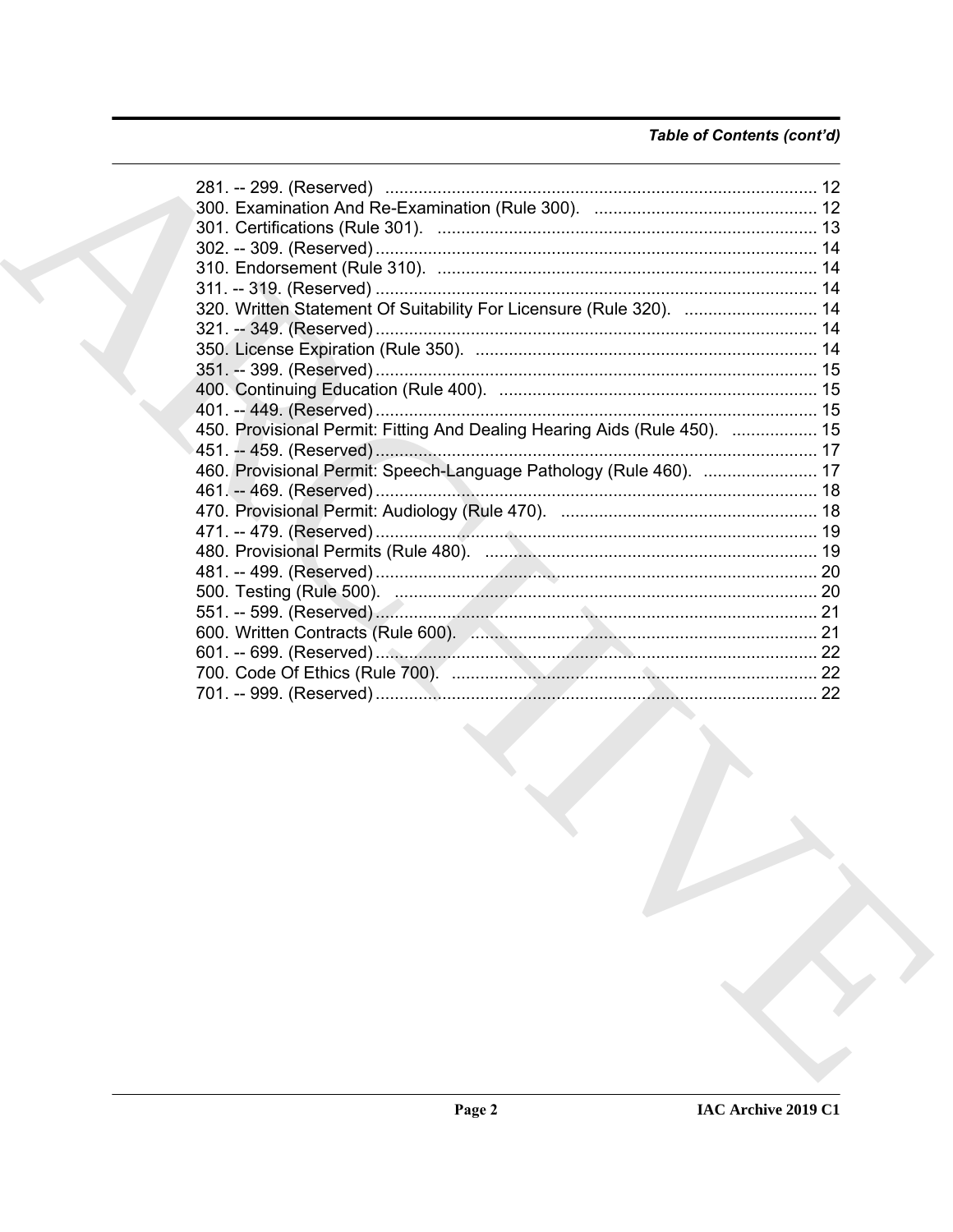*Table of Contents (cont'd)*

281. -- 299. (Reserved) ........................................................................................ 12
300. Examination And Re-Examination (Rule 300). ............................................. 12
301. Certifications (Rule 301). .............................................................................. 13
302. -- 309. (Reserved) ........................................................................................ 14
310. Endorsement (Rule 310). ............................................................................... 14
311. -- 319. (Reserved) ........................................................................................ 14
320. Written Statement Of Suitability For Licensure (Rule 320). ........................... 14
321. -- 349. (Reserved) ........................................................................................ 14
350. License Expiration (Rule 350). ...................................................................... 14
351. -- 399. (Reserved) ........................................................................................ 15
400. Continuing Education (Rule 400). ................................................................. 15
401. -- 449. (Reserved) ........................................................................................ 15
450. Provisional Permit: Fitting And Dealing Hearing Aids (Rule 450). ................. 15
451. -- 459. (Reserved) ........................................................................................ 17
460. Provisional Permit: Speech-Language Pathology (Rule 460). ........................ 17
461. -- 469. (Reserved) ........................................................................................ 18
470. Provisional Permit: Audiology (Rule 470). ..................................................... 18
471. -- 479. (Reserved) ........................................................................................ 19
480. Provisional Permits (Rule 480). ..................................................................... 19
481. -- 499. (Reserved) ........................................................................................ 20
500. Testing (Rule 500). ........................................................................................ 20
551. -- 599. (Reserved) ........................................................................................ 21
600. Written Contracts (Rule 600). ........................................................................ 21
601. -- 699. (Reserved) ........................................................................................ 22
700. Code Of Ethics (Rule 700). ............................................................................ 22
701. -- 999. (Reserved) ........................................................................................ 22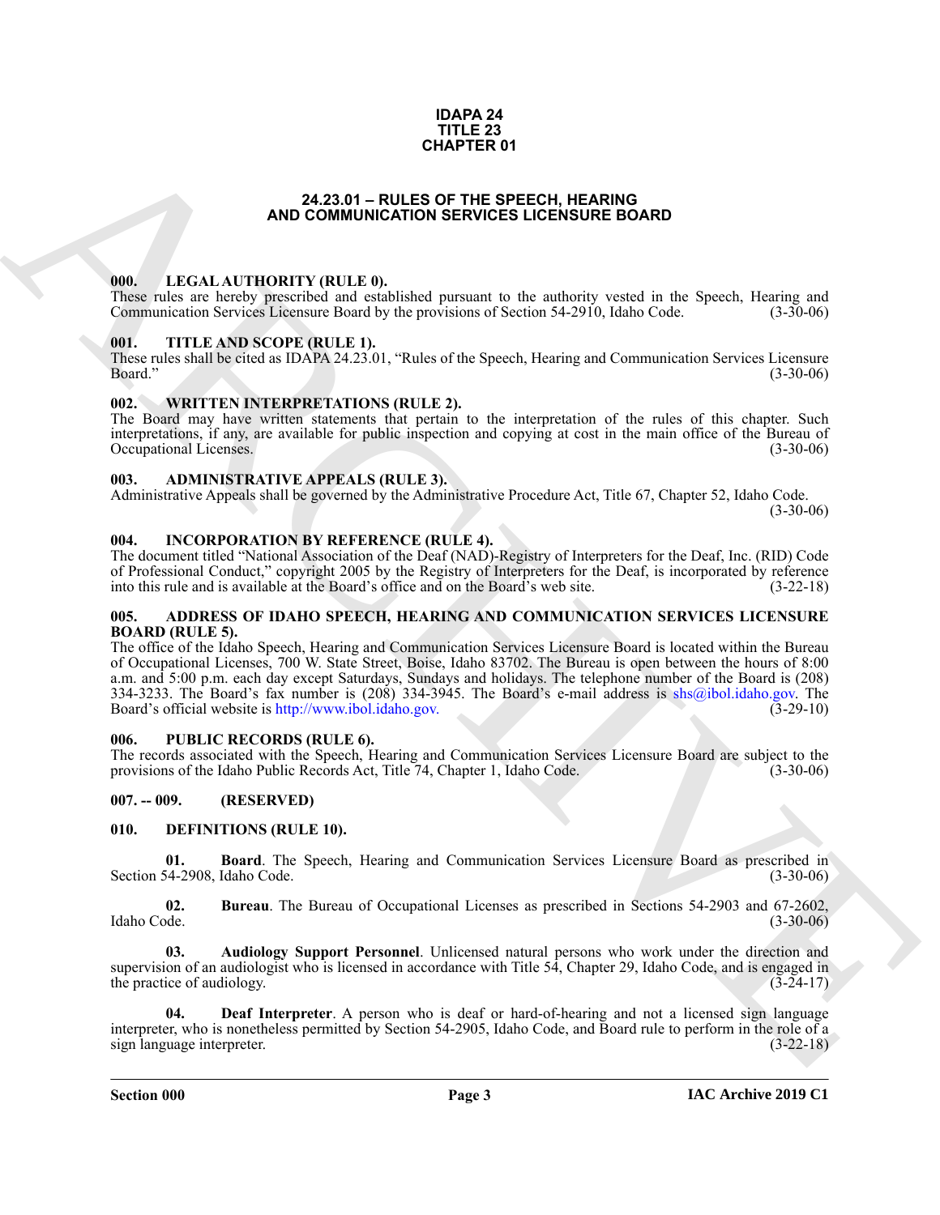**IDAPA 24**
**TITLE 23**
**CHAPTER 01**

# 24.23.01 – RULES OF THE SPEECH, HEARING AND COMMUNICATION SERVICES LICENSURE BOARD

### 000. LEGAL AUTHORITY (RULE 0).

These rules are hereby prescribed and established pursuant to the authority vested in the Speech, Hearing and Communication Services Licensure Board by the provisions of Section 54-2910, Idaho Code. (3-30-06)

### 001. TITLE AND SCOPE (RULE 1).

These rules shall be cited as IDAPA 24.23.01, "Rules of the Speech, Hearing and Communication Services Licensure Board." (3-30-06)

### 002. WRITTEN INTERPRETATIONS (RULE 2).

The Board may have written statements that pertain to the interpretation of the rules of this chapter. Such interpretations, if any, are available for public inspection and copying at cost in the main office of the Bureau of Occupational Licenses. (3-30-06)

### 003. ADMINISTRATIVE APPEALS (RULE 3).

Administrative Appeals shall be governed by the Administrative Procedure Act, Title 67, Chapter 52, Idaho Code. (3-30-06)

### 004. INCORPORATION BY REFERENCE (RULE 4).

The document titled "National Association of the Deaf (NAD)-Registry of Interpreters for the Deaf, Inc. (RID) Code of Professional Conduct," copyright 2005 by the Registry of Interpreters for the Deaf, is incorporated by reference into this rule and is available at the Board's office and on the Board's web site. (3-22-18)

### 005. ADDRESS OF IDAHO SPEECH, HEARING AND COMMUNICATION SERVICES LICENSURE BOARD (RULE 5).

The office of the Idaho Speech, Hearing and Communication Services Licensure Board is located within the Bureau of Occupational Licenses, 700 W. State Street, Boise, Idaho 83702. The Bureau is open between the hours of 8:00 a.m. and 5:00 p.m. each day except Saturdays, Sundays and holidays. The telephone number of the Board is (208) 334-3233. The Board's fax number is (208) 334-3945. The Board's e-mail address is shs@ibol.idaho.gov. The Board's official website is http://www.ibol.idaho.gov. (3-29-10)

### 006. PUBLIC RECORDS (RULE 6).

The records associated with the Speech, Hearing and Communication Services Licensure Board are subject to the provisions of the Idaho Public Records Act, Title 74, Chapter 1, Idaho Code. (3-30-06)

### 007. -- 009. (RESERVED)

### 010. DEFINITIONS (RULE 10).

**01. Board**. The Speech, Hearing and Communication Services Licensure Board as prescribed in Section 54-2908, Idaho Code. (3-30-06)

**02. Bureau**. The Bureau of Occupational Licenses as prescribed in Sections 54-2903 and 67-2602, Idaho Code. (3-30-06)

**03. Audiology Support Personnel**. Unlicensed natural persons who work under the direction and supervision of an audiologist who is licensed in accordance with Title 54, Chapter 29, Idaho Code, and is engaged in the practice of audiology. (3-24-17)

**04. Deaf Interpreter**. A person who is deaf or hard-of-hearing and not a licensed sign language interpreter, who is nonetheless permitted by Section 54-2905, Idaho Code, and Board rule to perform in the role of a sign language interpreter. (3-22-18)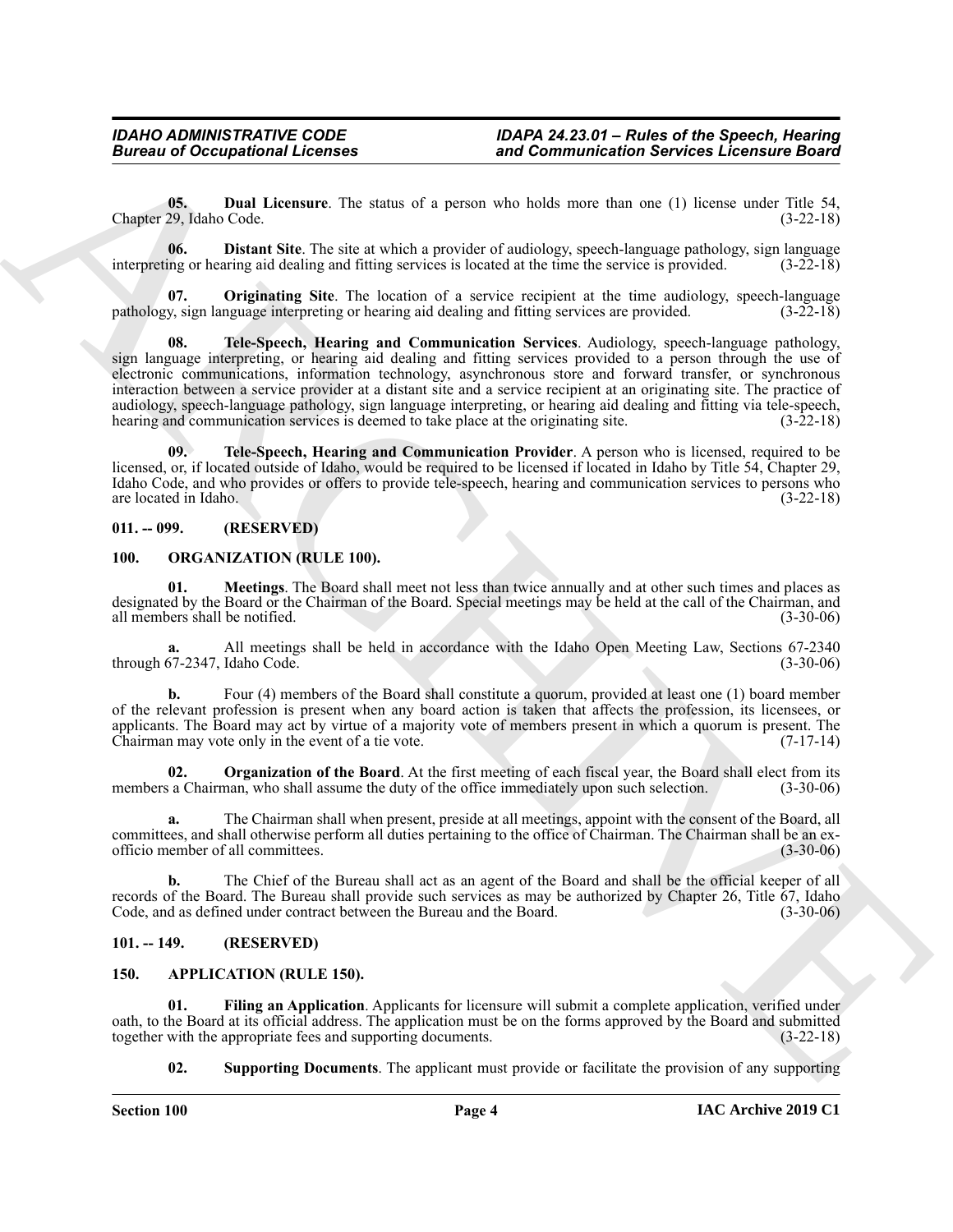**05. Dual Licensure**. The status of a person who holds more than one (1) license under Title 54, Chapter 29, Idaho Code. (3-22-18)

**06. Distant Site**. The site at which a provider of audiology, speech-language pathology, sign language interpreting or hearing aid dealing and fitting services is located at the time the service is provided. (3-22-18)

**07. Originating Site**. The location of a service recipient at the time audiology, speech-language pathology, sign language interpreting or hearing aid dealing and fitting services are provided. (3-22-18)

**08. Tele-Speech, Hearing and Communication Services**. Audiology, speech-language pathology, sign language interpreting, or hearing aid dealing and fitting services provided to a person through the use of electronic communications, information technology, asynchronous store and forward transfer, or synchronous interaction between a service provider at a distant site and a service recipient at an originating site. The practice of audiology, speech-language pathology, sign language interpreting, or hearing aid dealing and fitting via tele-speech, hearing and communication services is deemed to take place at the originating site. (3-22-18)

**09. Tele-Speech, Hearing and Communication Provider**. A person who is licensed, required to be licensed, or, if located outside of Idaho, would be required to be licensed if located in Idaho by Title 54, Chapter 29, Idaho Code, and who provides or offers to provide tele-speech, hearing and communication services to persons who are located in Idaho. (3-22-18)

## 011. -- 099. (RESERVED)

## 100. ORGANIZATION (RULE 100).

**01. Meetings**. The Board shall meet not less than twice annually and at other such times and places as designated by the Board or the Chairman of the Board. Special meetings may be held at the call of the Chairman, and all members shall be notified. (3-30-06)

**a.** All meetings shall be held in accordance with the Idaho Open Meeting Law, Sections 67-2340 through 67-2347, Idaho Code. (3-30-06)

**b.** Four (4) members of the Board shall constitute a quorum, provided at least one (1) board member of the relevant profession is present when any board action is taken that affects the profession, its licensees, or applicants. The Board may act by virtue of a majority vote of members present in which a quorum is present. The Chairman may vote only in the event of a tie vote. (7-17-14)

**02. Organization of the Board**. At the first meeting of each fiscal year, the Board shall elect from its members a Chairman, who shall assume the duty of the office immediately upon such selection. (3-30-06)

**a.** The Chairman shall when present, preside at all meetings, appoint with the consent of the Board, all committees, and shall otherwise perform all duties pertaining to the office of Chairman. The Chairman shall be an ex-officio member of all committees. (3-30-06)

**b.** The Chief of the Bureau shall act as an agent of the Board and shall be the official keeper of all records of the Board. The Bureau shall provide such services as may be authorized by Chapter 26, Title 67, Idaho Code, and as defined under contract between the Bureau and the Board. (3-30-06)

## 101. -- 149. (RESERVED)

## 150. APPLICATION (RULE 150).

**01. Filing an Application**. Applicants for licensure will submit a complete application, verified under oath, to the Board at its official address. The application must be on the forms approved by the Board and submitted together with the appropriate fees and supporting documents. (3-22-18)

**02. Supporting Documents**. The applicant must provide or facilitate the provision of any supporting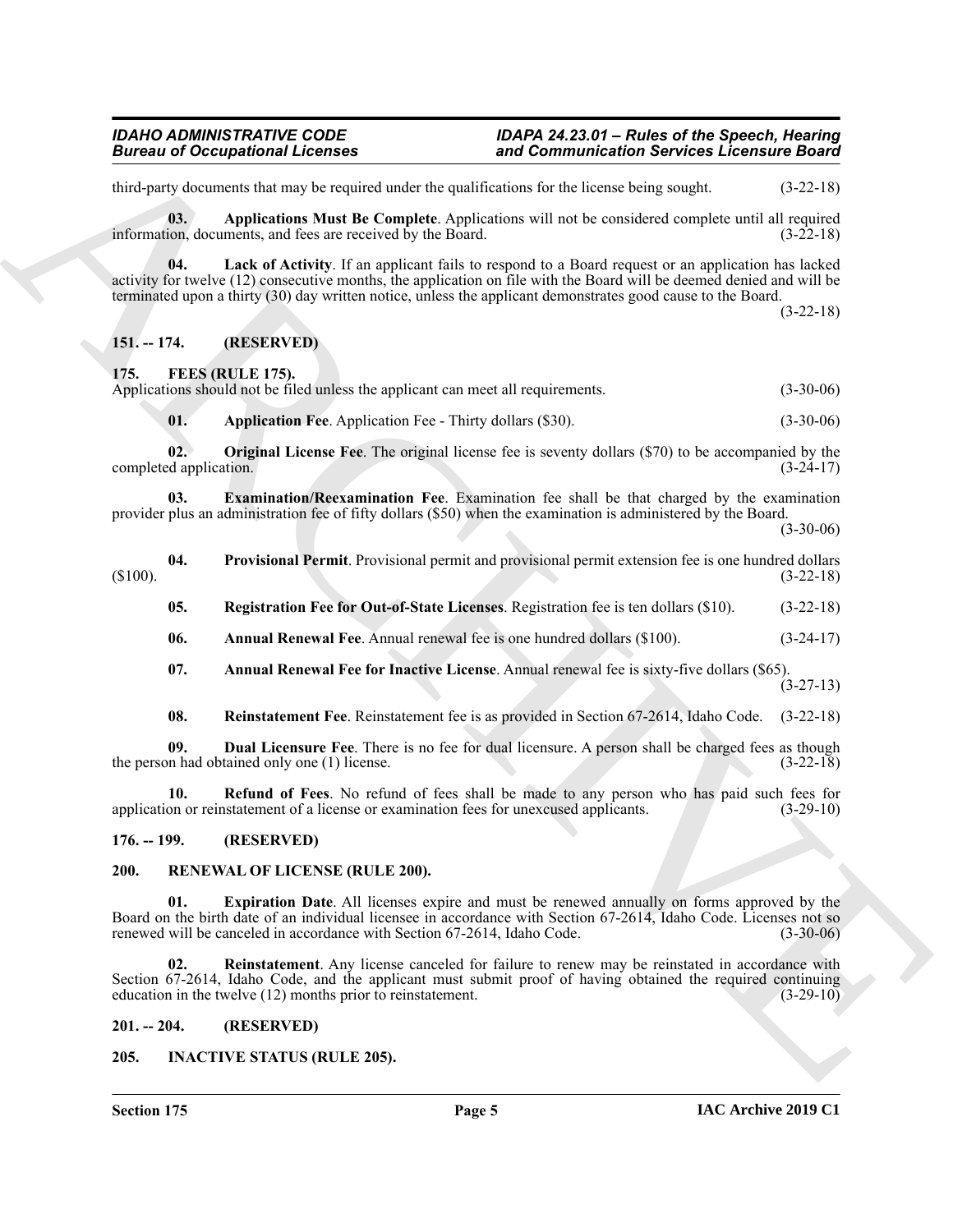third-party documents that may be required under the qualifications for the license being sought. (3-22-18)

**03. Applications Must Be Complete**. Applications will not be considered complete until all required information, documents, and fees are received by the Board. (3-22-18)

**04. Lack of Activity**. If an applicant fails to respond to a Board request or an application has lacked activity for twelve (12) consecutive months, the application on file with the Board will be deemed denied and will be terminated upon a thirty (30) day written notice, unless the applicant demonstrates good cause to the Board. (3-22-18)

## 151. -- 174. (RESERVED)

## 175. FEES (RULE 175).

Applications should not be filed unless the applicant can meet all requirements. (3-30-06)

**01. Application Fee**. Application Fee - Thirty dollars ($30). (3-30-06)

**02. Original License Fee**. The original license fee is seventy dollars ($70) to be accompanied by the completed application. (3-24-17)

**03. Examination/Reexamination Fee**. Examination fee shall be that charged by the examination provider plus an administration fee of fifty dollars ($50) when the examination is administered by the Board. (3-30-06)

**04. Provisional Permit**. Provisional permit and provisional permit extension fee is one hundred dollars ($100). (3-22-18)

**05. Registration Fee for Out-of-State Licenses**. Registration fee is ten dollars ($10). (3-22-18)

**06. Annual Renewal Fee**. Annual renewal fee is one hundred dollars ($100). (3-24-17)

**07. Annual Renewal Fee for Inactive License**. Annual renewal fee is sixty-five dollars ($65). (3-27-13)

**08. Reinstatement Fee**. Reinstatement fee is as provided in Section 67-2614, Idaho Code. (3-22-18)

**09. Dual Licensure Fee**. There is no fee for dual licensure. A person shall be charged fees as though the person had obtained only one (1) license. (3-22-18)

**10. Refund of Fees**. No refund of fees shall be made to any person who has paid such fees for application or reinstatement of a license or examination fees for unexcused applicants. (3-29-10)

## 176. -- 199. (RESERVED)

## 200. RENEWAL OF LICENSE (RULE 200).

**01. Expiration Date**. All licenses expire and must be renewed annually on forms approved by the Board on the birth date of an individual licensee in accordance with Section 67-2614, Idaho Code. Licenses not so renewed will be canceled in accordance with Section 67-2614, Idaho Code. (3-30-06)

**02. Reinstatement**. Any license canceled for failure to renew may be reinstated in accordance with Section 67-2614, Idaho Code, and the applicant must submit proof of having obtained the required continuing education in the twelve (12) months prior to reinstatement. (3-29-10)

## 201. -- 204. (RESERVED)

## 205. INACTIVE STATUS (RULE 205).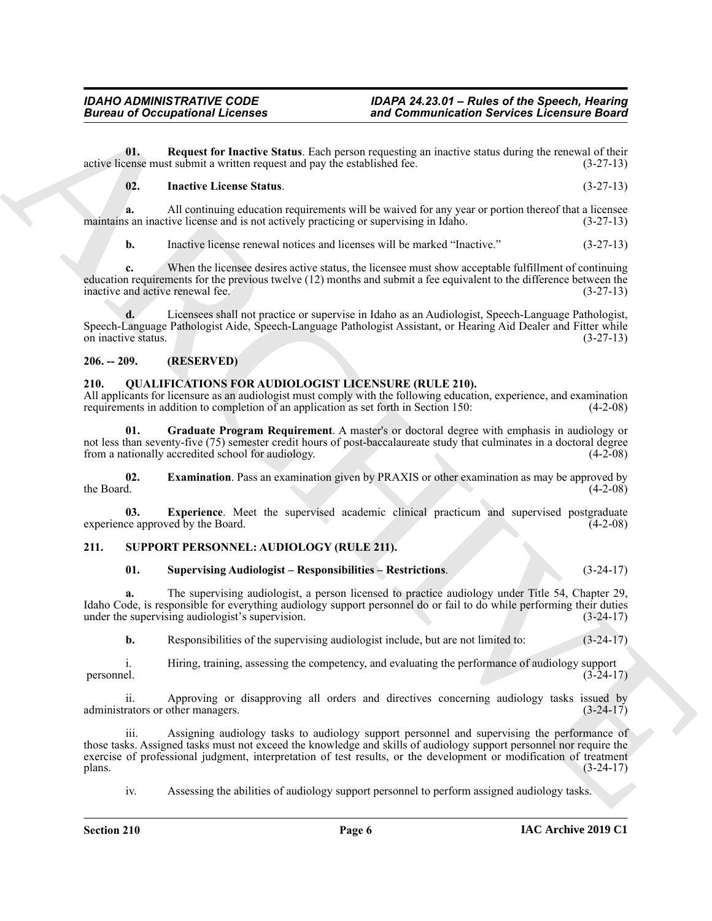**01. Request for Inactive Status**. Each person requesting an inactive status during the renewal of their active license must submit a written request and pay the established fee. (3-27-13)

**02. Inactive License Status**. (3-27-13)

**a.** All continuing education requirements will be waived for any year or portion thereof that a licensee maintains an inactive license and is not actively practicing or supervising in Idaho. (3-27-13)

**b.** Inactive license renewal notices and licenses will be marked "Inactive." (3-27-13)

**c.** When the licensee desires active status, the licensee must show acceptable fulfillment of continuing education requirements for the previous twelve (12) months and submit a fee equivalent to the difference between the inactive and active renewal fee. (3-27-13)

**d.** Licensees shall not practice or supervise in Idaho as an Audiologist, Speech-Language Pathologist, Speech-Language Pathologist Aide, Speech-Language Pathologist Assistant, or Hearing Aid Dealer and Fitter while on inactive status. (3-27-13)

## 206. -- 209. (RESERVED)

## 210. QUALIFICATIONS FOR AUDIOLOGIST LICENSURE (RULE 210).

All applicants for licensure as an audiologist must comply with the following education, experience, and examination requirements in addition to completion of an application as set forth in Section 150: (4-2-08)

**01. Graduate Program Requirement**. A master's or doctoral degree with emphasis in audiology or not less than seventy-five (75) semester credit hours of post-baccalaureate study that culminates in a doctoral degree from a nationally accredited school for audiology. (4-2-08)

**02. Examination**. Pass an examination given by PRAXIS or other examination as may be approved by the Board. (4-2-08)

**03. Experience**. Meet the supervised academic clinical practicum and supervised postgraduate experience approved by the Board. (4-2-08)

## 211. SUPPORT PERSONNEL: AUDIOLOGY (RULE 211).

**01. Supervising Audiologist – Responsibilities – Restrictions**. (3-24-17)

**a.** The supervising audiologist, a person licensed to practice audiology under Title 54, Chapter 29, Idaho Code, is responsible for everything audiology support personnel do or fail to do while performing their duties under the supervising audiologist's supervision. (3-24-17)

**b.** Responsibilities of the supervising audiologist include, but are not limited to: (3-24-17)

i. Hiring, training, assessing the competency, and evaluating the performance of audiology support personnel. (3-24-17)

ii. Approving or disapproving all orders and directives concerning audiology tasks issued by administrators or other managers. (3-24-17)

iii. Assigning audiology tasks to audiology support personnel and supervising the performance of those tasks. Assigned tasks must not exceed the knowledge and skills of audiology support personnel nor require the exercise of professional judgment, interpretation of test results, or the development or modification of treatment plans. (3-24-17)

iv. Assessing the abilities of audiology support personnel to perform assigned audiology tasks.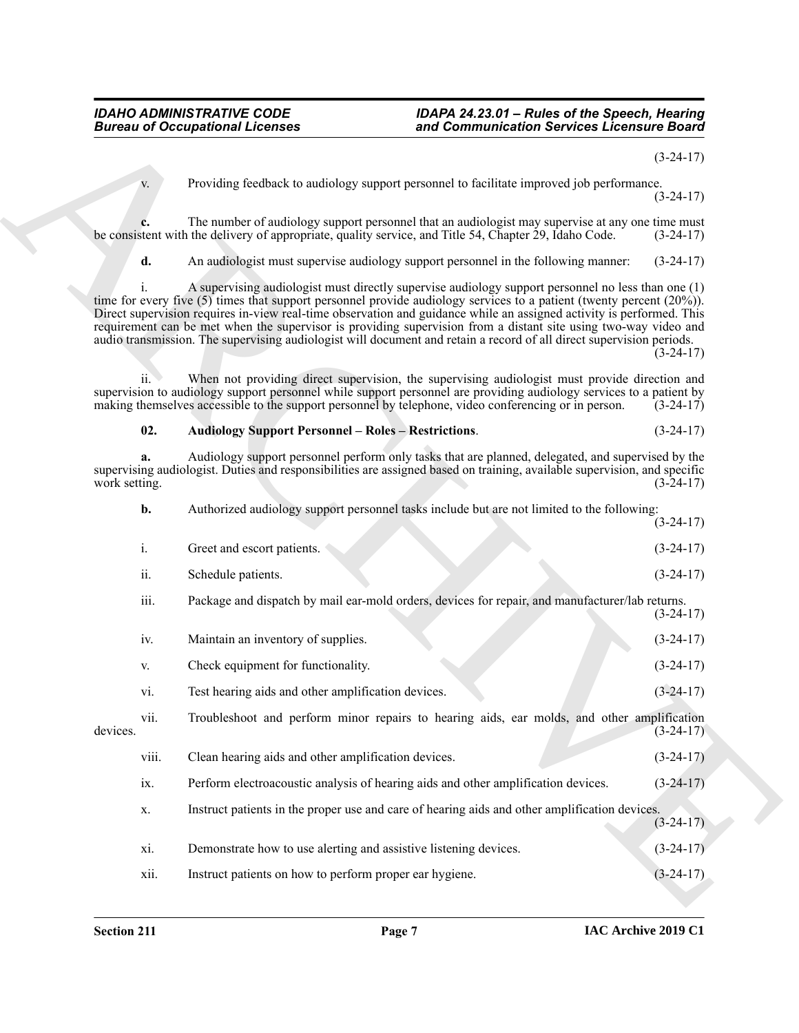(3-24-17)

v. Providing feedback to audiology support personnel to facilitate improved job performance. (3-24-17)

**c.** The number of audiology support personnel that an audiologist may supervise at any one time must be consistent with the delivery of appropriate, quality service, and Title 54, Chapter 29, Idaho Code. (3-24-17)

**d.** An audiologist must supervise audiology support personnel in the following manner: (3-24-17)

i. A supervising audiologist must directly supervise audiology support personnel no less than one (1) time for every five (5) times that support personnel provide audiology services to a patient (twenty percent (20%)). Direct supervision requires in-view real-time observation and guidance while an assigned activity is performed. This requirement can be met when the supervisor is providing supervision from a distant site using two-way video and audio transmission. The supervising audiologist will document and retain a record of all direct supervision periods. (3-24-17)

ii. When not providing direct supervision, the supervising audiologist must provide direction and supervision to audiology support personnel while support personnel are providing audiology services to a patient by making themselves accessible to the support personnel by telephone, video conferencing or in person. (3-24-17)

**02. Audiology Support Personnel – Roles – Restrictions**. (3-24-17)

**a.** Audiology support personnel perform only tasks that are planned, delegated, and supervised by the supervising audiologist. Duties and responsibilities are assigned based on training, available supervision, and specific work setting. (3-24-17)

**b.** Authorized audiology support personnel tasks include but are not limited to the following: (3-24-17)

i. Greet and escort patients. (3-24-17)

ii. Schedule patients. (3-24-17)

iii. Package and dispatch by mail ear-mold orders, devices for repair, and manufacturer/lab returns. (3-24-17)

iv. Maintain an inventory of supplies. (3-24-17)

v. Check equipment for functionality. (3-24-17)

vi. Test hearing aids and other amplification devices. (3-24-17)

vii. Troubleshoot and perform minor repairs to hearing aids, ear molds, and other amplification devices. (3-24-17)

viii. Clean hearing aids and other amplification devices. (3-24-17)

ix. Perform electroacoustic analysis of hearing aids and other amplification devices. (3-24-17)

x. Instruct patients in the proper use and care of hearing aids and other amplification devices. (3-24-17)

xi. Demonstrate how to use alerting and assistive listening devices. (3-24-17)

xii. Instruct patients on how to perform proper ear hygiene. (3-24-17)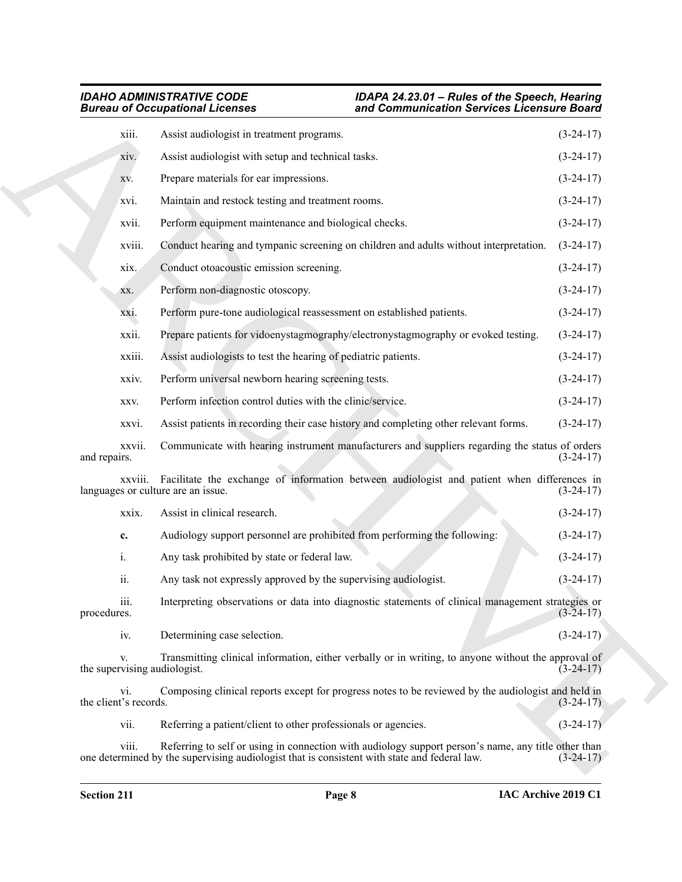xiii. Assist audiologist in treatment programs. (3-24-17)

xiv. Assist audiologist with setup and technical tasks. (3-24-17)

xv. Prepare materials for ear impressions. (3-24-17)

xvi. Maintain and restock testing and treatment rooms. (3-24-17)

xvii. Perform equipment maintenance and biological checks. (3-24-17)

xviii. Conduct hearing and tympanic screening on children and adults without interpretation. (3-24-17)

xix. Conduct otoacoustic emission screening. (3-24-17)

xx. Perform non-diagnostic otoscopy. (3-24-17)

xxi. Perform pure-tone audiological reassessment on established patients. (3-24-17)

xxii. Prepare patients for vidoenystagmography/electronystagmography or evoked testing. (3-24-17)

xxiii. Assist audiologists to test the hearing of pediatric patients. (3-24-17)

xxiv. Perform universal newborn hearing screening tests. (3-24-17)

xxv. Perform infection control duties with the clinic/service. (3-24-17)

xxvi. Assist patients in recording their case history and completing other relevant forms. (3-24-17)

xxvii. Communicate with hearing instrument manufacturers and suppliers regarding the status of orders and repairs. (3-24-17)

xxviii. Facilitate the exchange of information between audiologist and patient when differences in languages or culture are an issue. (3-24-17)

xxix. Assist in clinical research. (3-24-17)

**c.** Audiology support personnel are prohibited from performing the following: (3-24-17)

i. Any task prohibited by state or federal law. (3-24-17)

ii. Any task not expressly approved by the supervising audiologist. (3-24-17)

iii. Interpreting observations or data into diagnostic statements of clinical management strategies or procedures. (3-24-17)

iv. Determining case selection. (3-24-17)

v. Transmitting clinical information, either verbally or in writing, to anyone without the approval of the supervising audiologist. (3-24-17)

vi. Composing clinical reports except for progress notes to be reviewed by the audiologist and held in the client's records. (3-24-17)

vii. Referring a patient/client to other professionals or agencies. (3-24-17)

viii. Referring to self or using in connection with audiology support person's name, any title other than one determined by the supervising audiologist that is consistent with state and federal law. (3-24-17)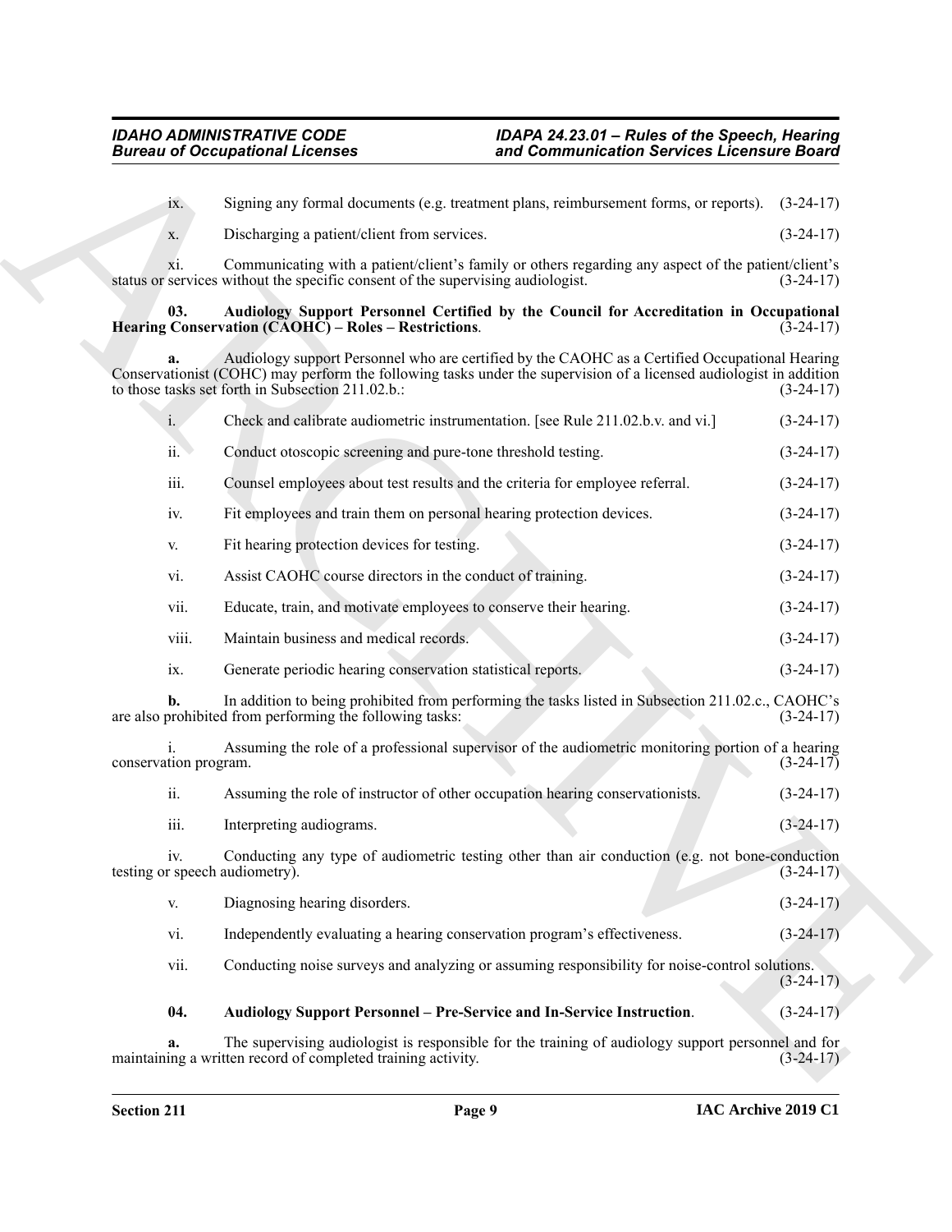ix. Signing any formal documents (e.g. treatment plans, reimbursement forms, or reports). (3-24-17)

x. Discharging a patient/client from services. (3-24-17)

xi. Communicating with a patient/client's family or others regarding any aspect of the patient/client's status or services without the specific consent of the supervising audiologist. (3-24-17)

**03. Audiology Support Personnel Certified by the Council for Accreditation in Occupational Hearing Conservation (CAOHC) – Roles – Restrictions**. (3-24-17)

**a.** Audiology support Personnel who are certified by the CAOHC as a Certified Occupational Hearing Conservationist (COHC) may perform the following tasks under the supervision of a licensed audiologist in addition to those tasks set forth in Subsection 211.02.b.: (3-24-17)

i. Check and calibrate audiometric instrumentation. [see Rule 211.02.b.v. and vi.] (3-24-17)

ii. Conduct otoscopic screening and pure-tone threshold testing. (3-24-17)

iii. Counsel employees about test results and the criteria for employee referral. (3-24-17)

iv. Fit employees and train them on personal hearing protection devices. (3-24-17)

v. Fit hearing protection devices for testing. (3-24-17)

vi. Assist CAOHC course directors in the conduct of training. (3-24-17)

vii. Educate, train, and motivate employees to conserve their hearing. (3-24-17)

viii. Maintain business and medical records. (3-24-17)

ix. Generate periodic hearing conservation statistical reports. (3-24-17)

**b.** In addition to being prohibited from performing the tasks listed in Subsection 211.02.c., CAOHC's are also prohibited from performing the following tasks: (3-24-17)

i. Assuming the role of a professional supervisor of the audiometric monitoring portion of a hearing conservation program. (3-24-17)

ii. Assuming the role of instructor of other occupation hearing conservationists. (3-24-17)

iii. Interpreting audiograms. (3-24-17)

iv. Conducting any type of audiometric testing other than air conduction (e.g. not bone-conduction testing or speech audiometry). (3-24-17)

v. Diagnosing hearing disorders. (3-24-17)

vi. Independently evaluating a hearing conservation program's effectiveness. (3-24-17)

vii. Conducting noise surveys and analyzing or assuming responsibility for noise-control solutions. (3-24-17)

**04. Audiology Support Personnel – Pre-Service and In-Service Instruction**. (3-24-17)

**a.** The supervising audiologist is responsible for the training of audiology support personnel and for maintaining a written record of completed training activity. (3-24-17)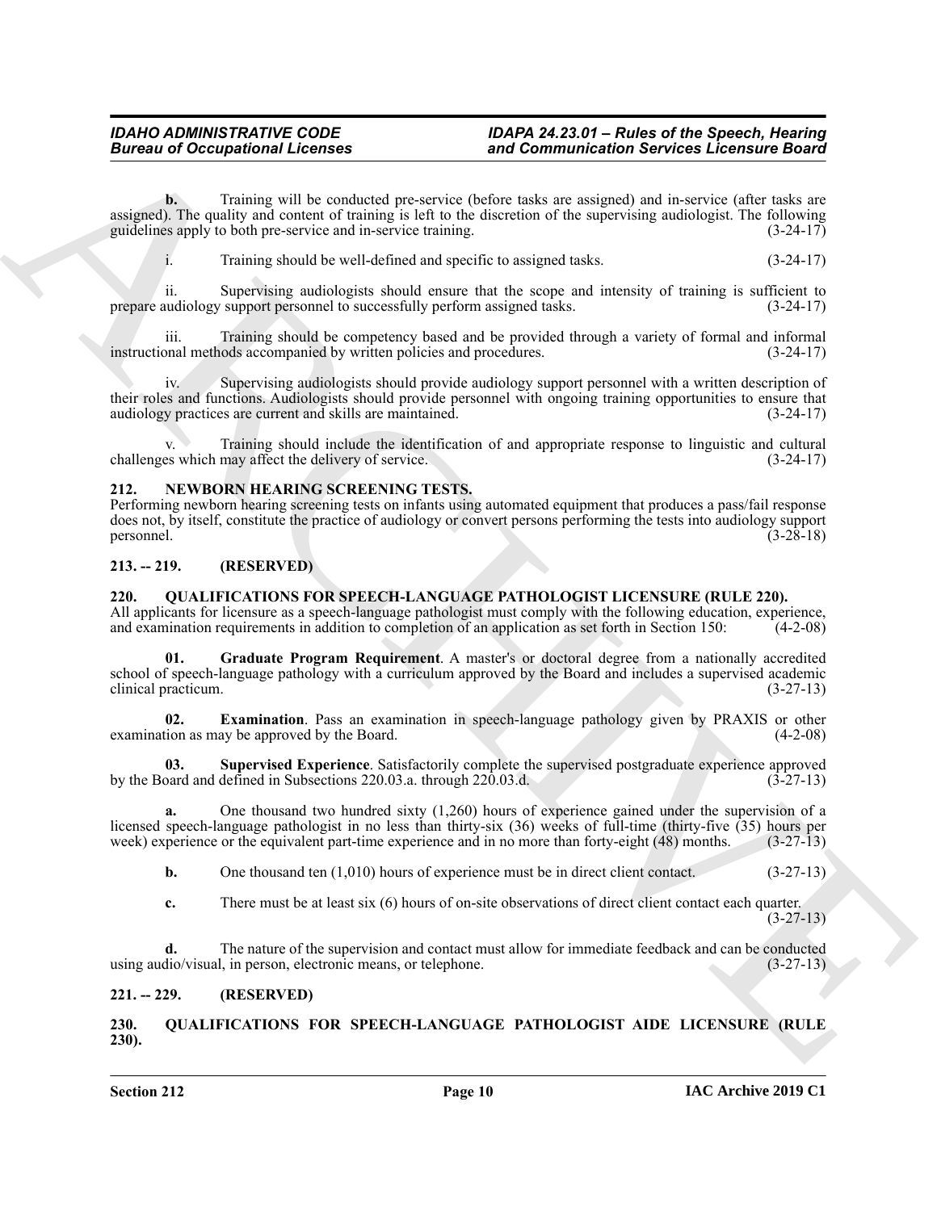**b.** Training will be conducted pre-service (before tasks are assigned) and in-service (after tasks are assigned). The quality and content of training is left to the discretion of the supervising audiologist. The following guidelines apply to both pre-service and in-service training. (3-24-17)

i. Training should be well-defined and specific to assigned tasks. (3-24-17)

ii. Supervising audiologists should ensure that the scope and intensity of training is sufficient to prepare audiology support personnel to successfully perform assigned tasks. (3-24-17)

iii. Training should be competency based and be provided through a variety of formal and informal instructional methods accompanied by written policies and procedures. (3-24-17)

iv. Supervising audiologists should provide audiology support personnel with a written description of their roles and functions. Audiologists should provide personnel with ongoing training opportunities to ensure that audiology practices are current and skills are maintained. (3-24-17)

v. Training should include the identification of and appropriate response to linguistic and cultural challenges which may affect the delivery of service. (3-24-17)

## 212. NEWBORN HEARING SCREENING TESTS.

Performing newborn hearing screening tests on infants using automated equipment that produces a pass/fail response does not, by itself, constitute the practice of audiology or convert persons performing the tests into audiology support personnel. (3-28-18)

## 213. -- 219. (RESERVED)

## 220. QUALIFICATIONS FOR SPEECH-LANGUAGE PATHOLOGIST LICENSURE (RULE 220).

All applicants for licensure as a speech-language pathologist must comply with the following education, experience, and examination requirements in addition to completion of an application as set forth in Section 150: (4-2-08)

**01. Graduate Program Requirement**. A master's or doctoral degree from a nationally accredited school of speech-language pathology with a curriculum approved by the Board and includes a supervised academic clinical practicum. (3-27-13)

**02. Examination**. Pass an examination in speech-language pathology given by PRAXIS or other examination as may be approved by the Board. (4-2-08)

**03. Supervised Experience**. Satisfactorily complete the supervised postgraduate experience approved by the Board and defined in Subsections 220.03.a. through 220.03.d. (3-27-13)

**a.** One thousand two hundred sixty (1,260) hours of experience gained under the supervision of a licensed speech-language pathologist in no less than thirty-six (36) weeks of full-time (thirty-five (35) hours per week) experience or the equivalent part-time experience and in no more than forty-eight (48) months. (3-27-13)

**b.** One thousand ten (1,010) hours of experience must be in direct client contact. (3-27-13)

**c.** There must be at least six (6) hours of on-site observations of direct client contact each quarter. (3-27-13)

**d.** The nature of the supervision and contact must allow for immediate feedback and can be conducted using audio/visual, in person, electronic means, or telephone. (3-27-13)

## 221. -- 229. (RESERVED)

## 230. QUALIFICATIONS FOR SPEECH-LANGUAGE PATHOLOGIST AIDE LICENSURE (RULE 230).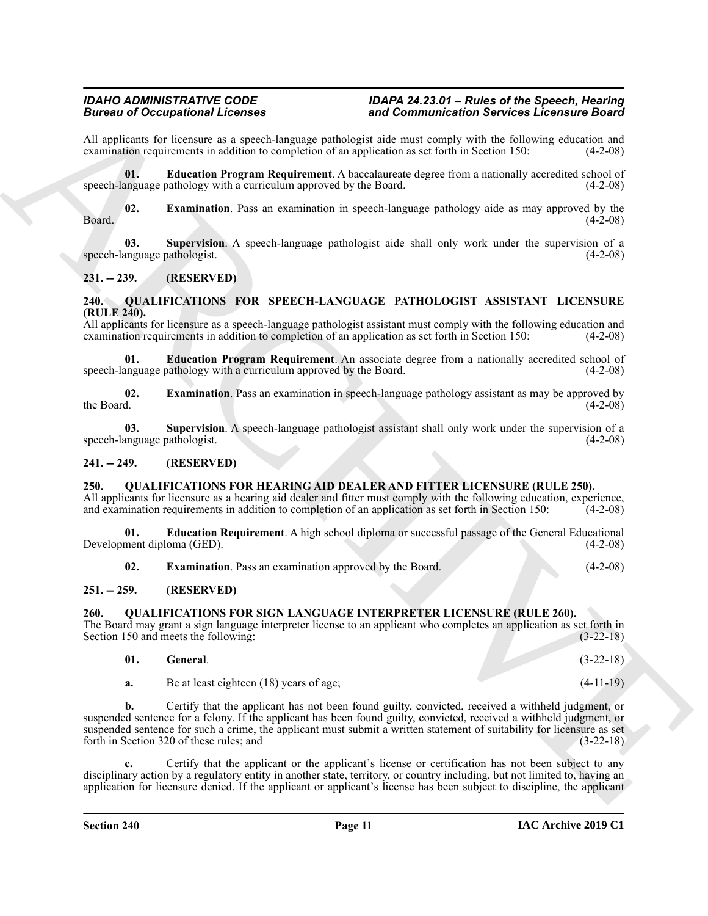All applicants for licensure as a speech-language pathologist aide must comply with the following education and examination requirements in addition to completion of an application as set forth in Section 150: (4-2-08)

**01. Education Program Requirement**. A baccalaureate degree from a nationally accredited school of speech-language pathology with a curriculum approved by the Board. (4-2-08)

**02. Examination**. Pass an examination in speech-language pathology aide as may approved by the Board. (4-2-08)

**03. Supervision**. A speech-language pathologist aide shall only work under the supervision of a speech-language pathologist. (4-2-08)

## 231. -- 239. (RESERVED)

## 240. QUALIFICATIONS FOR SPEECH-LANGUAGE PATHOLOGIST ASSISTANT LICENSURE (RULE 240).

All applicants for licensure as a speech-language pathologist assistant must comply with the following education and examination requirements in addition to completion of an application as set forth in Section 150: (4-2-08)

**01. Education Program Requirement**. An associate degree from a nationally accredited school of speech-language pathology with a curriculum approved by the Board. (4-2-08)

**02. Examination**. Pass an examination in speech-language pathology assistant as may be approved by the Board. (4-2-08)

**03. Supervision**. A speech-language pathologist assistant shall only work under the supervision of a speech-language pathologist. (4-2-08)

## 241. -- 249. (RESERVED)

## 250. QUALIFICATIONS FOR HEARING AID DEALER AND FITTER LICENSURE (RULE 250).

All applicants for licensure as a hearing aid dealer and fitter must comply with the following education, experience, and examination requirements in addition to completion of an application as set forth in Section 150: (4-2-08)

**01. Education Requirement**. A high school diploma or successful passage of the General Educational Development diploma (GED). (4-2-08)

**02. Examination**. Pass an examination approved by the Board. (4-2-08)

## 251. -- 259. (RESERVED)

## 260. QUALIFICATIONS FOR SIGN LANGUAGE INTERPRETER LICENSURE (RULE 260).

The Board may grant a sign language interpreter license to an applicant who completes an application as set forth in Section 150 and meets the following: (3-22-18)

**01. General**. (3-22-18)

**a.** Be at least eighteen (18) years of age; (4-11-19)

**b.** Certify that the applicant has not been found guilty, convicted, received a withheld judgment, or suspended sentence for a felony. If the applicant has been found guilty, convicted, received a withheld judgment, or suspended sentence for such a crime, the applicant must submit a written statement of suitability for licensure as set forth in Section 320 of these rules; and (3-22-18)

**c.** Certify that the applicant or the applicant's license or certification has not been subject to any disciplinary action by a regulatory entity in another state, territory, or country including, but not limited to, having an application for licensure denied. If the applicant or applicant's license has been subject to discipline, the applicant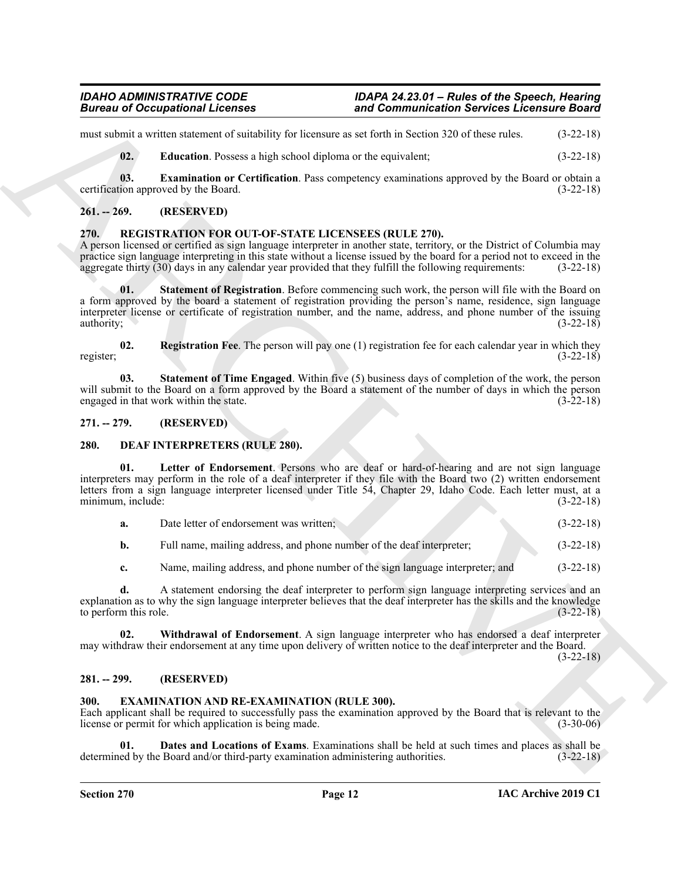must submit a written statement of suitability for licensure as set forth in Section 320 of these rules. (3-22-18)

**02. Education**. Possess a high school diploma or the equivalent; (3-22-18)

**03. Examination or Certification**. Pass competency examinations approved by the Board or obtain a certification approved by the Board. (3-22-18)

## 261. -- 269. (RESERVED)

## 270. REGISTRATION FOR OUT-OF-STATE LICENSEES (RULE 270).

A person licensed or certified as sign language interpreter in another state, territory, or the District of Columbia may practice sign language interpreting in this state without a license issued by the board for a period not to exceed in the aggregate thirty (30) days in any calendar year provided that they fulfill the following requirements: (3-22-18)

**01. Statement of Registration**. Before commencing such work, the person will file with the Board on a form approved by the board a statement of registration providing the person's name, residence, sign language interpreter license or certificate of registration number, and the name, address, and phone number of the issuing authority; (3-22-18)

**02. Registration Fee**. The person will pay one (1) registration fee for each calendar year in which they register; (3-22-18)

**03. Statement of Time Engaged**. Within five (5) business days of completion of the work, the person will submit to the Board on a form approved by the Board a statement of the number of days in which the person engaged in that work within the state. (3-22-18)

## 271. -- 279. (RESERVED)

## 280. DEAF INTERPRETERS (RULE 280).

**01. Letter of Endorsement**. Persons who are deaf or hard-of-hearing and are not sign language interpreters may perform in the role of a deaf interpreter if they file with the Board two (2) written endorsement letters from a sign language interpreter licensed under Title 54, Chapter 29, Idaho Code. Each letter must, at a minimum, include: (3-22-18)

**a.** Date letter of endorsement was written; (3-22-18)

**b.** Full name, mailing address, and phone number of the deaf interpreter; (3-22-18)

**c.** Name, mailing address, and phone number of the sign language interpreter; and (3-22-18)

**d.** A statement endorsing the deaf interpreter to perform sign language interpreting services and an explanation as to why the sign language interpreter believes that the deaf interpreter has the skills and the knowledge to perform this role. (3-22-18)

**02. Withdrawal of Endorsement**. A sign language interpreter who has endorsed a deaf interpreter may withdraw their endorsement at any time upon delivery of written notice to the deaf interpreter and the Board. (3-22-18)

## 281. -- 299. (RESERVED)

## 300. EXAMINATION AND RE-EXAMINATION (RULE 300).

Each applicant shall be required to successfully pass the examination approved by the Board that is relevant to the license or permit for which application is being made. (3-30-06)

**01. Dates and Locations of Exams**. Examinations shall be held at such times and places as shall be determined by the Board and/or third-party examination administering authorities. (3-22-18)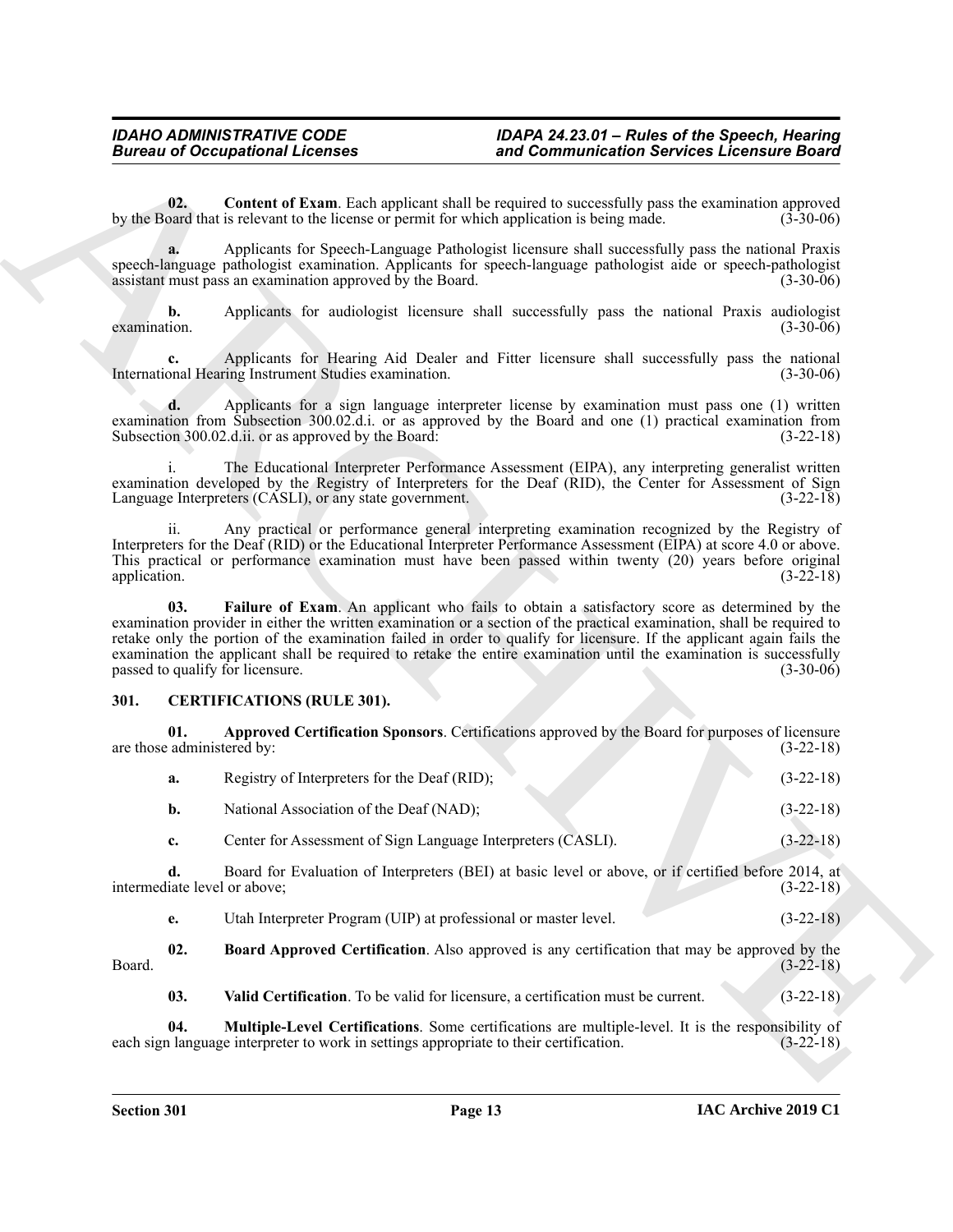**02. Content of Exam**. Each applicant shall be required to successfully pass the examination approved by the Board that is relevant to the license or permit for which application is being made. (3-30-06)

**a.** Applicants for Speech-Language Pathologist licensure shall successfully pass the national Praxis speech-language pathologist examination. Applicants for speech-language pathologist aide or speech-pathologist assistant must pass an examination approved by the Board. (3-30-06)

**b.** Applicants for audiologist licensure shall successfully pass the national Praxis audiologist examination. (3-30-06)

**c.** Applicants for Hearing Aid Dealer and Fitter licensure shall successfully pass the national International Hearing Instrument Studies examination. (3-30-06)

**d.** Applicants for a sign language interpreter license by examination must pass one (1) written examination from Subsection 300.02.d.i. or as approved by the Board and one (1) practical examination from Subsection 300.02.d.ii. or as approved by the Board: (3-22-18)

i. The Educational Interpreter Performance Assessment (EIPA), any interpreting generalist written examination developed by the Registry of Interpreters for the Deaf (RID), the Center for Assessment of Sign Language Interpreters (CASLI), or any state government. (3-22-18)

ii. Any practical or performance general interpreting examination recognized by the Registry of Interpreters for the Deaf (RID) or the Educational Interpreter Performance Assessment (EIPA) at score 4.0 or above. This practical or performance examination must have been passed within twenty (20) years before original application. (3-22-18)

**03. Failure of Exam**. An applicant who fails to obtain a satisfactory score as determined by the examination provider in either the written examination or a section of the practical examination, shall be required to retake only the portion of the examination failed in order to qualify for licensure. If the applicant again fails the examination the applicant shall be required to retake the entire examination until the examination is successfully passed to qualify for licensure. (3-30-06)

### 301. CERTIFICATIONS (RULE 301).

**01. Approved Certification Sponsors**. Certifications approved by the Board for purposes of licensure are those administered by: (3-22-18)

**a.** Registry of Interpreters for the Deaf (RID); (3-22-18)

**b.** National Association of the Deaf (NAD); (3-22-18)

**c.** Center for Assessment of Sign Language Interpreters (CASLI). (3-22-18)

**d.** Board for Evaluation of Interpreters (BEI) at basic level or above, or if certified before 2014, at intermediate level or above; (3-22-18)

**e.** Utah Interpreter Program (UIP) at professional or master level. (3-22-18)

**02. Board Approved Certification**. Also approved is any certification that may be approved by the Board. (3-22-18)

**03. Valid Certification**. To be valid for licensure, a certification must be current. (3-22-18)

**04. Multiple-Level Certifications**. Some certifications are multiple-level. It is the responsibility of each sign language interpreter to work in settings appropriate to their certification. (3-22-18)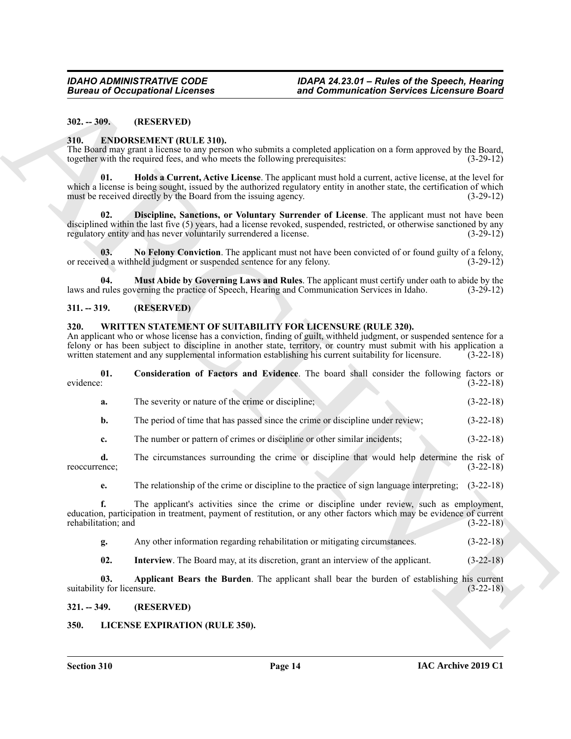**302. -- 309. (RESERVED)**

**310. ENDORSEMENT (RULE 310).**

The Board may grant a license to any person who submits a completed application on a form approved by the Board, together with the required fees, and who meets the following prerequisites: (3-29-12)

**01. Holds a Current, Active License**. The applicant must hold a current, active license, at the level for which a license is being sought, issued by the authorized regulatory entity in another state, the certification of which must be received directly by the Board from the issuing agency. (3-29-12)

**02. Discipline, Sanctions, or Voluntary Surrender of License**. The applicant must not have been disciplined within the last five (5) years, had a license revoked, suspended, restricted, or otherwise sanctioned by any regulatory entity and has never voluntarily surrendered a license. (3-29-12)

**03. No Felony Conviction**. The applicant must not have been convicted of or found guilty of a felony, or received a withheld judgment or suspended sentence for any felony. (3-29-12)

**04. Must Abide by Governing Laws and Rules**. The applicant must certify under oath to abide by the laws and rules governing the practice of Speech, Hearing and Communication Services in Idaho. (3-29-12)

**311. -- 319. (RESERVED)**

**320. WRITTEN STATEMENT OF SUITABILITY FOR LICENSURE (RULE 320).**

An applicant who or whose license has a conviction, finding of guilt, withheld judgment, or suspended sentence for a felony or has been subject to discipline in another state, territory, or country must submit with his application a written statement and any supplemental information establishing his current suitability for licensure. (3-22-18)

**01. Consideration of Factors and Evidence**. The board shall consider the following factors or evidence: (3-22-18)

**a.** The severity or nature of the crime or discipline; (3-22-18)

**b.** The period of time that has passed since the crime or discipline under review; (3-22-18)

**c.** The number or pattern of crimes or discipline or other similar incidents; (3-22-18)

**d.** The circumstances surrounding the crime or discipline that would help determine the risk of reoccurrence; (3-22-18)

**e.** The relationship of the crime or discipline to the practice of sign language interpreting; (3-22-18)

**f.** The applicant's activities since the crime or discipline under review, such as employment, education, participation in treatment, payment of restitution, or any other factors which may be evidence of current rehabilitation; and (3-22-18)

**g.** Any other information regarding rehabilitation or mitigating circumstances. (3-22-18)

**02. Interview**. The Board may, at its discretion, grant an interview of the applicant. (3-22-18)

**03. Applicant Bears the Burden**. The applicant shall bear the burden of establishing his current suitability for licensure. (3-22-18)

**321. -- 349. (RESERVED)**

**350. LICENSE EXPIRATION (RULE 350).**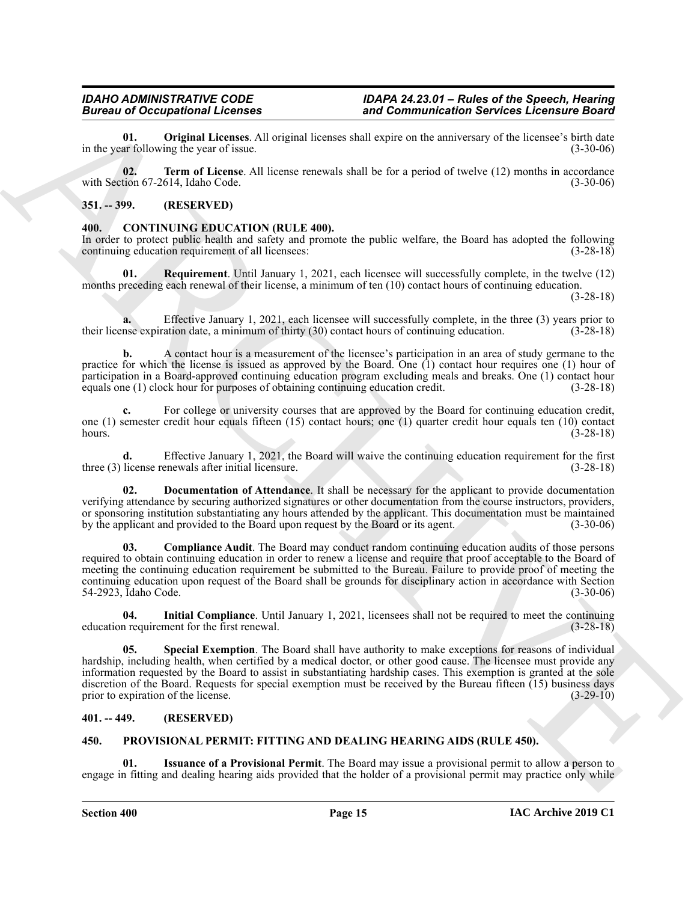**01. Original Licenses**. All original licenses shall expire on the anniversary of the licensee's birth date in the year following the year of issue. (3-30-06)

**02. Term of License**. All license renewals shall be for a period of twelve (12) months in accordance with Section 67-2614, Idaho Code. (3-30-06)

### 351. -- 399. (RESERVED)

### 400. CONTINUING EDUCATION (RULE 400).

In order to protect public health and safety and promote the public welfare, the Board has adopted the following continuing education requirement of all licensees: (3-28-18)

**01. Requirement**. Until January 1, 2021, each licensee will successfully complete, in the twelve (12) months preceding each renewal of their license, a minimum of ten (10) contact hours of continuing education. (3-28-18)

**a.** Effective January 1, 2021, each licensee will successfully complete, in the three (3) years prior to their license expiration date, a minimum of thirty (30) contact hours of continuing education. (3-28-18)

**b.** A contact hour is a measurement of the licensee's participation in an area of study germane to the practice for which the license is issued as approved by the Board. One (1) contact hour requires one (1) hour of participation in a Board-approved continuing education program excluding meals and breaks. One (1) contact hour equals one (1) clock hour for purposes of obtaining continuing education credit. (3-28-18)

**c.** For college or university courses that are approved by the Board for continuing education credit, one (1) semester credit hour equals fifteen (15) contact hours; one (1) quarter credit hour equals ten (10) contact hours. (3-28-18)

**d.** Effective January 1, 2021, the Board will waive the continuing education requirement for the first three (3) license renewals after initial licensure. (3-28-18)

**02. Documentation of Attendance**. It shall be necessary for the applicant to provide documentation verifying attendance by securing authorized signatures or other documentation from the course instructors, providers, or sponsoring institution substantiating any hours attended by the applicant. This documentation must be maintained by the applicant and provided to the Board upon request by the Board or its agent. (3-30-06)

**03. Compliance Audit**. The Board may conduct random continuing education audits of those persons required to obtain continuing education in order to renew a license and require that proof acceptable to the Board of meeting the continuing education requirement be submitted to the Bureau. Failure to provide proof of meeting the continuing education upon request of the Board shall be grounds for disciplinary action in accordance with Section 54-2923, Idaho Code. (3-30-06)

**04. Initial Compliance**. Until January 1, 2021, licensees shall not be required to meet the continuing education requirement for the first renewal. (3-28-18)

**05. Special Exemption**. The Board shall have authority to make exceptions for reasons of individual hardship, including health, when certified by a medical doctor, or other good cause. The licensee must provide any information requested by the Board to assist in substantiating hardship cases. This exemption is granted at the sole discretion of the Board. Requests for special exemption must be received by the Bureau fifteen (15) business days prior to expiration of the license. (3-29-10)

### 401. -- 449. (RESERVED)

### 450. PROVISIONAL PERMIT: FITTING AND DEALING HEARING AIDS (RULE 450).

**01. Issuance of a Provisional Permit**. The Board may issue a provisional permit to allow a person to engage in fitting and dealing hearing aids provided that the holder of a provisional permit may practice only while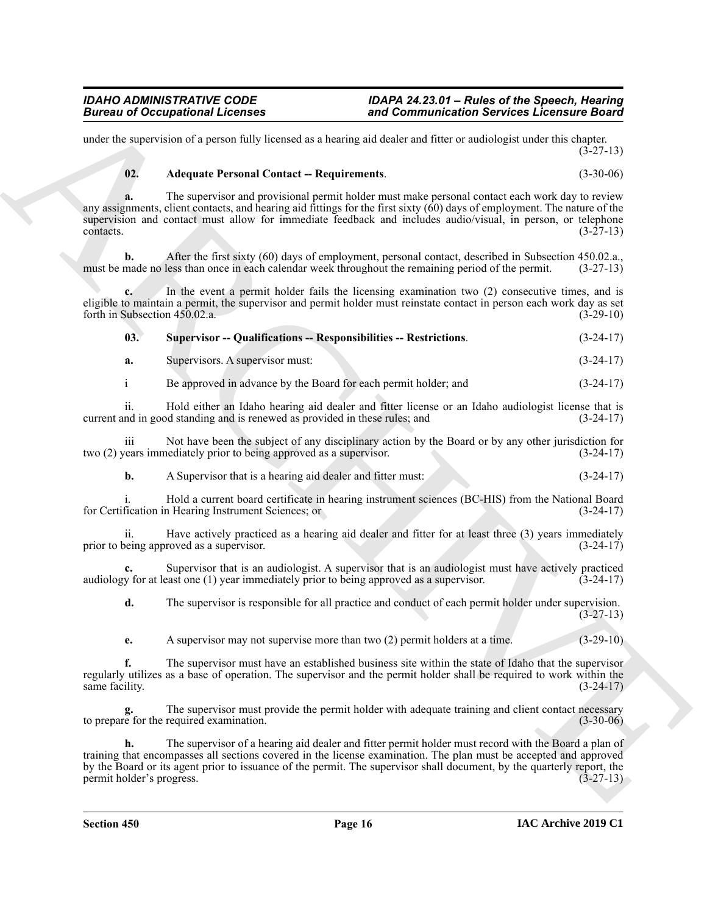under the supervision of a person fully licensed as a hearing aid dealer and fitter or audiologist under this chapter. (3-27-13)

**02. Adequate Personal Contact -- Requirements**. (3-30-06)

**a.** The supervisor and provisional permit holder must make personal contact each work day to review any assignments, client contacts, and hearing aid fittings for the first sixty (60) days of employment. The nature of the supervision and contact must allow for immediate feedback and includes audio/visual, in person, or telephone contacts. (3-27-13)

**b.** After the first sixty (60) days of employment, personal contact, described in Subsection 450.02.a., must be made no less than once in each calendar week throughout the remaining period of the permit. (3-27-13)

**c.** In the event a permit holder fails the licensing examination two (2) consecutive times, and is eligible to maintain a permit, the supervisor and permit holder must reinstate contact in person each work day as set forth in Subsection 450.02.a. (3-29-10)

**03. Supervisor -- Qualifications -- Responsibilities -- Restrictions**. (3-24-17)

**a.** Supervisors. A supervisor must: (3-24-17)

i Be approved in advance by the Board for each permit holder; and (3-24-17)

ii. Hold either an Idaho hearing aid dealer and fitter license or an Idaho audiologist license that is current and in good standing and is renewed as provided in these rules; and (3-24-17)

iii Not have been the subject of any disciplinary action by the Board or by any other jurisdiction for two (2) years immediately prior to being approved as a supervisor. (3-24-17)

**b.** A Supervisor that is a hearing aid dealer and fitter must: (3-24-17)

i. Hold a current board certificate in hearing instrument sciences (BC-HIS) from the National Board for Certification in Hearing Instrument Sciences; or (3-24-17)

ii. Have actively practiced as a hearing aid dealer and fitter for at least three (3) years immediately prior to being approved as a supervisor. (3-24-17)

**c.** Supervisor that is an audiologist. A supervisor that is an audiologist must have actively practiced audiology for at least one (1) year immediately prior to being approved as a supervisor. (3-24-17)

**d.** The supervisor is responsible for all practice and conduct of each permit holder under supervision. (3-27-13)

**e.** A supervisor may not supervise more than two (2) permit holders at a time. (3-29-10)

**f.** The supervisor must have an established business site within the state of Idaho that the supervisor regularly utilizes as a base of operation. The supervisor and the permit holder shall be required to work within the same facility. (3-24-17)

**g.** The supervisor must provide the permit holder with adequate training and client contact necessary to prepare for the required examination. (3-30-06)

**h.** The supervisor of a hearing aid dealer and fitter permit holder must record with the Board a plan of training that encompasses all sections covered in the license examination. The plan must be accepted and approved by the Board or its agent prior to issuance of the permit. The supervisor shall document, by the quarterly report, the permit holder's progress. (3-27-13)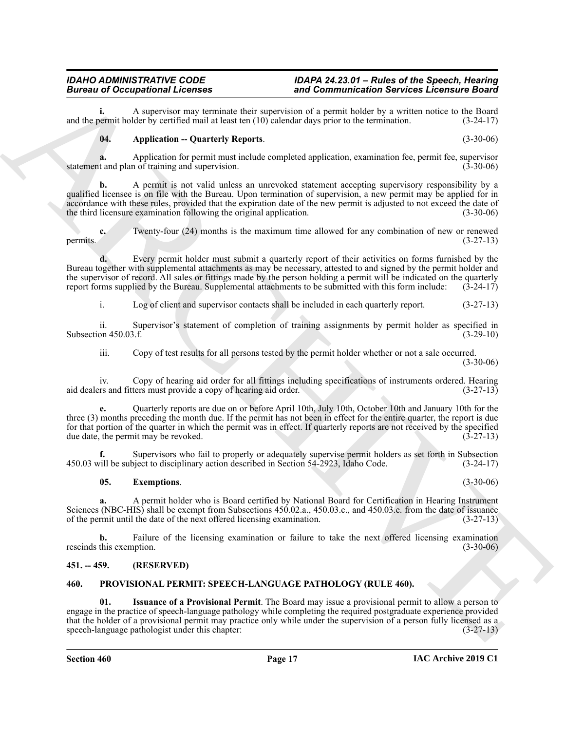**i.** A supervisor may terminate their supervision of a permit holder by a written notice to the Board and the permit holder by certified mail at least ten (10) calendar days prior to the termination. (3-24-17)

**04. Application -- Quarterly Reports**. (3-30-06)

**a.** Application for permit must include completed application, examination fee, permit fee, supervisor statement and plan of training and supervision. (3-30-06)

**b.** A permit is not valid unless an unrevoked statement accepting supervisory responsibility by a qualified licensee is on file with the Bureau. Upon termination of supervision, a new permit may be applied for in accordance with these rules, provided that the expiration date of the new permit is adjusted to not exceed the date of the third licensure examination following the original application. (3-30-06)

**c.** Twenty-four (24) months is the maximum time allowed for any combination of new or renewed permits. (3-27-13)

**d.** Every permit holder must submit a quarterly report of their activities on forms furnished by the Bureau together with supplemental attachments as may be necessary, attested to and signed by the permit holder and the supervisor of record. All sales or fittings made by the person holding a permit will be indicated on the quarterly report forms supplied by the Bureau. Supplemental attachments to be submitted with this form include: (3-24-17)

i. Log of client and supervisor contacts shall be included in each quarterly report. (3-27-13)

ii. Supervisor's statement of completion of training assignments by permit holder as specified in Subsection 450.03.f. (3-29-10)

iii. Copy of test results for all persons tested by the permit holder whether or not a sale occurred. (3-30-06)

iv. Copy of hearing aid order for all fittings including specifications of instruments ordered. Hearing aid dealers and fitters must provide a copy of hearing aid order. (3-27-13)

**e.** Quarterly reports are due on or before April 10th, July 10th, October 10th and January 10th for the three (3) months preceding the month due. If the permit has not been in effect for the entire quarter, the report is due for that portion of the quarter in which the permit was in effect. If quarterly reports are not received by the specified due date, the permit may be revoked. (3-27-13)

**f.** Supervisors who fail to properly or adequately supervise permit holders as set forth in Subsection 450.03 will be subject to disciplinary action described in Section 54-2923, Idaho Code. (3-24-17)

**05. Exemptions**. (3-30-06)

**a.** A permit holder who is Board certified by National Board for Certification in Hearing Instrument Sciences (NBC-HIS) shall be exempt from Subsections 450.02.a., 450.03.c., and 450.03.e. from the date of issuance of the permit until the date of the next offered licensing examination. (3-27-13)

**b.** Failure of the licensing examination or failure to take the next offered licensing examination rescinds this exemption. (3-30-06)

## 451. -- 459. (RESERVED)

## 460. PROVISIONAL PERMIT: SPEECH-LANGUAGE PATHOLOGY (RULE 460).

**01. Issuance of a Provisional Permit**. The Board may issue a provisional permit to allow a person to engage in the practice of speech-language pathology while completing the required postgraduate experience provided that the holder of a provisional permit may practice only while under the supervision of a person fully licensed as a speech-language pathologist under this chapter: (3-27-13)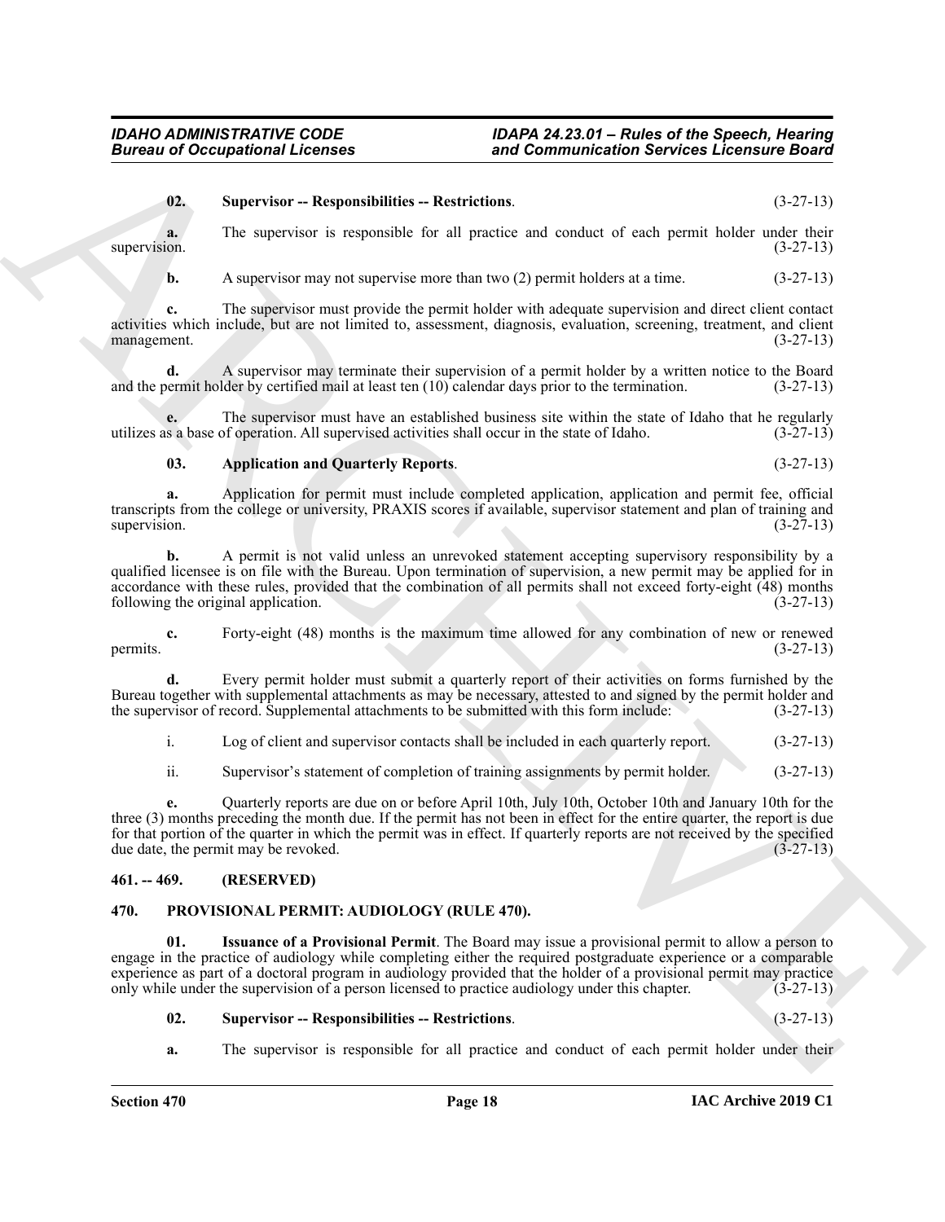**02. Supervisor -- Responsibilities -- Restrictions**. (3-27-13)

**a.** The supervisor is responsible for all practice and conduct of each permit holder under their supervision. (3-27-13)

**b.** A supervisor may not supervise more than two (2) permit holders at a time. (3-27-13)

**c.** The supervisor must provide the permit holder with adequate supervision and direct client contact activities which include, but are not limited to, assessment, diagnosis, evaluation, screening, treatment, and client management. (3-27-13)

**d.** A supervisor may terminate their supervision of a permit holder by a written notice to the Board and the permit holder by certified mail at least ten (10) calendar days prior to the termination. (3-27-13)

**e.** The supervisor must have an established business site within the state of Idaho that he regularly utilizes as a base of operation. All supervised activities shall occur in the state of Idaho. (3-27-13)

**03. Application and Quarterly Reports**. (3-27-13)

**a.** Application for permit must include completed application, application and permit fee, official transcripts from the college or university, PRAXIS scores if available, supervisor statement and plan of training and supervision. (3-27-13)

**b.** A permit is not valid unless an unrevoked statement accepting supervisory responsibility by a qualified licensee is on file with the Bureau. Upon termination of supervision, a new permit may be applied for in accordance with these rules, provided that the combination of all permits shall not exceed forty-eight (48) months following the original application. (3-27-13)

**c.** Forty-eight (48) months is the maximum time allowed for any combination of new or renewed permits. (3-27-13)

**d.** Every permit holder must submit a quarterly report of their activities on forms furnished by the Bureau together with supplemental attachments as may be necessary, attested to and signed by the permit holder and the supervisor of record. Supplemental attachments to be submitted with this form include: (3-27-13)

i. Log of client and supervisor contacts shall be included in each quarterly report. (3-27-13)

ii. Supervisor's statement of completion of training assignments by permit holder. (3-27-13)

**e.** Quarterly reports are due on or before April 10th, July 10th, October 10th and January 10th for the three (3) months preceding the month due. If the permit has not been in effect for the entire quarter, the report is due for that portion of the quarter in which the permit was in effect. If quarterly reports are not received by the specified due date, the permit may be revoked. (3-27-13)

## 461. -- 469. (RESERVED)

## 470. PROVISIONAL PERMIT: AUDIOLOGY (RULE 470).

**01. Issuance of a Provisional Permit**. The Board may issue a provisional permit to allow a person to engage in the practice of audiology while completing either the required postgraduate experience or a comparable experience as part of a doctoral program in audiology provided that the holder of a provisional permit may practice only while under the supervision of a person licensed to practice audiology under this chapter. (3-27-13)

**02. Supervisor -- Responsibilities -- Restrictions**. (3-27-13)

**a.** The supervisor is responsible for all practice and conduct of each permit holder under their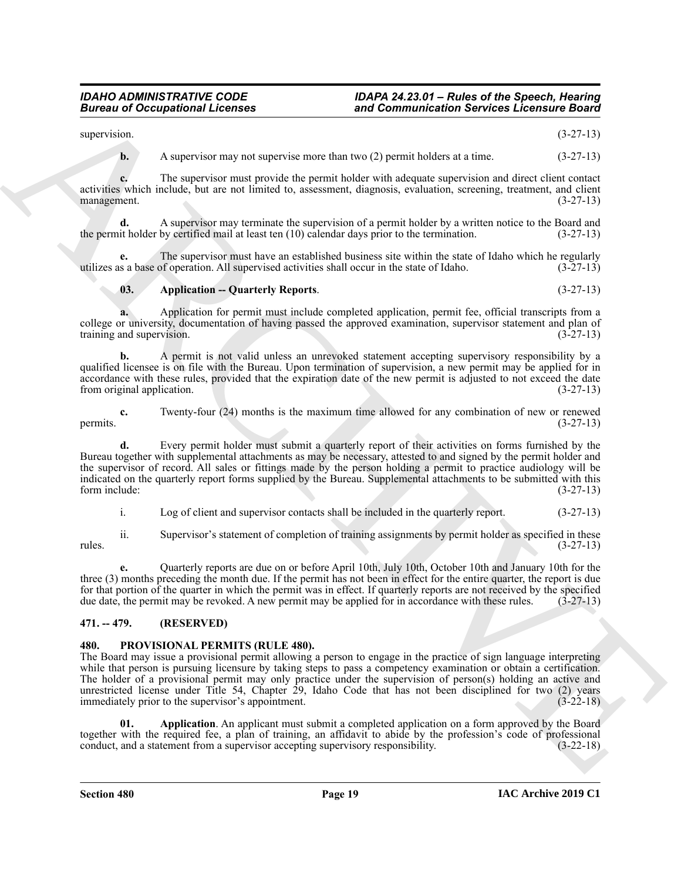supervision. (3-27-13)

**b.** A supervisor may not supervise more than two (2) permit holders at a time. (3-27-13)

**c.** The supervisor must provide the permit holder with adequate supervision and direct client contact activities which include, but are not limited to, assessment, diagnosis, evaluation, screening, treatment, and client management. (3-27-13)

**d.** A supervisor may terminate the supervision of a permit holder by a written notice to the Board and the permit holder by certified mail at least ten (10) calendar days prior to the termination. (3-27-13)

**e.** The supervisor must have an established business site within the state of Idaho which he regularly utilizes as a base of operation. All supervised activities shall occur in the state of Idaho. (3-27-13)

**03. Application -- Quarterly Reports**. (3-27-13)

**a.** Application for permit must include completed application, permit fee, official transcripts from a college or university, documentation of having passed the approved examination, supervisor statement and plan of training and supervision. (3-27-13)

**b.** A permit is not valid unless an unrevoked statement accepting supervisory responsibility by a qualified licensee is on file with the Bureau. Upon termination of supervision, a new permit may be applied for in accordance with these rules, provided that the expiration date of the new permit is adjusted to not exceed the date from original application. (3-27-13)

**c.** Twenty-four (24) months is the maximum time allowed for any combination of new or renewed permits. (3-27-13)

**d.** Every permit holder must submit a quarterly report of their activities on forms furnished by the Bureau together with supplemental attachments as may be necessary, attested to and signed by the permit holder and the supervisor of record. All sales or fittings made by the person holding a permit to practice audiology will be indicated on the quarterly report forms supplied by the Bureau. Supplemental attachments to be submitted with this form include: (3-27-13)

i. Log of client and supervisor contacts shall be included in the quarterly report. (3-27-13)

ii. Supervisor's statement of completion of training assignments by permit holder as specified in these rules. (3-27-13)

**e.** Quarterly reports are due on or before April 10th, July 10th, October 10th and January 10th for the three (3) months preceding the month due. If the permit has not been in effect for the entire quarter, the report is due for that portion of the quarter in which the permit was in effect. If quarterly reports are not received by the specified due date, the permit may be revoked. A new permit may be applied for in accordance with these rules. (3-27-13)

## 471. -- 479. (RESERVED)

## 480. PROVISIONAL PERMITS (RULE 480).

The Board may issue a provisional permit allowing a person to engage in the practice of sign language interpreting while that person is pursuing licensure by taking steps to pass a competency examination or obtain a certification. The holder of a provisional permit may only practice under the supervision of person(s) holding an active and unrestricted license under Title 54, Chapter 29, Idaho Code that has not been disciplined for two (2) years immediately prior to the supervisor's appointment. (3-22-18)

**01. Application**. An applicant must submit a completed application on a form approved by the Board together with the required fee, a plan of training, an affidavit to abide by the profession's code of professional conduct, and a statement from a supervisor accepting supervisory responsibility. (3-22-18)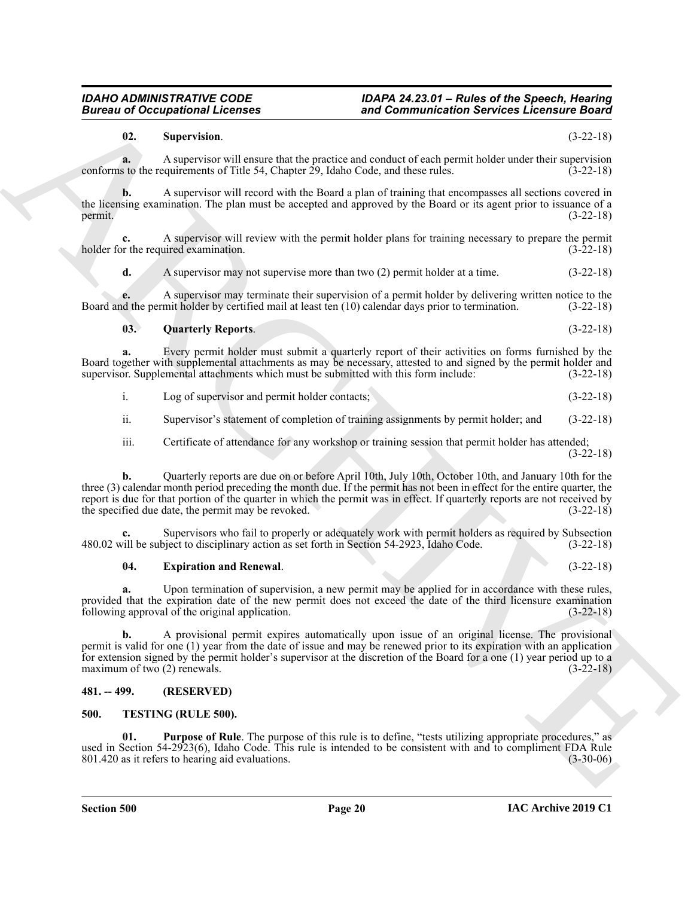**02. Supervision**. (3-22-18)

**a.** A supervisor will ensure that the practice and conduct of each permit holder under their supervision conforms to the requirements of Title 54, Chapter 29, Idaho Code, and these rules. (3-22-18)

**b.** A supervisor will record with the Board a plan of training that encompasses all sections covered in the licensing examination. The plan must be accepted and approved by the Board or its agent prior to issuance of a permit. (3-22-18)

**c.** A supervisor will review with the permit holder plans for training necessary to prepare the permit holder for the required examination. (3-22-18)

**d.** A supervisor may not supervise more than two (2) permit holder at a time. (3-22-18)

**e.** A supervisor may terminate their supervision of a permit holder by delivering written notice to the Board and the permit holder by certified mail at least ten (10) calendar days prior to termination. (3-22-18)

**03. Quarterly Reports**. (3-22-18)

**a.** Every permit holder must submit a quarterly report of their activities on forms furnished by the Board together with supplemental attachments as may be necessary, attested to and signed by the permit holder and supervisor. Supplemental attachments which must be submitted with this form include: (3-22-18)

i. Log of supervisor and permit holder contacts; (3-22-18)

ii. Supervisor's statement of completion of training assignments by permit holder; and (3-22-18)

iii. Certificate of attendance for any workshop or training session that permit holder has attended; (3-22-18)

**b.** Quarterly reports are due on or before April 10th, July 10th, October 10th, and January 10th for the three (3) calendar month period preceding the month due. If the permit has not been in effect for the entire quarter, the report is due for that portion of the quarter in which the permit was in effect. If quarterly reports are not received by the specified due date, the permit may be revoked. (3-22-18)

**c.** Supervisors who fail to properly or adequately work with permit holders as required by Subsection 480.02 will be subject to disciplinary action as set forth in Section 54-2923, Idaho Code. (3-22-18)

**04. Expiration and Renewal**. (3-22-18)

**a.** Upon termination of supervision, a new permit may be applied for in accordance with these rules, provided that the expiration date of the new permit does not exceed the date of the third licensure examination following approval of the original application. (3-22-18)

**b.** A provisional permit expires automatically upon issue of an original license. The provisional permit is valid for one (1) year from the date of issue and may be renewed prior to its expiration with an application for extension signed by the permit holder's supervisor at the discretion of the Board for a one (1) year period up to a maximum of two (2) renewals. (3-22-18)

## 481. -- 499. (RESERVED)

## 500. TESTING (RULE 500).

**01. Purpose of Rule**. The purpose of this rule is to define, "tests utilizing appropriate procedures," as used in Section 54-2923(6), Idaho Code. This rule is intended to be consistent with and to compliment FDA Rule 801.420 as it refers to hearing aid evaluations. (3-30-06)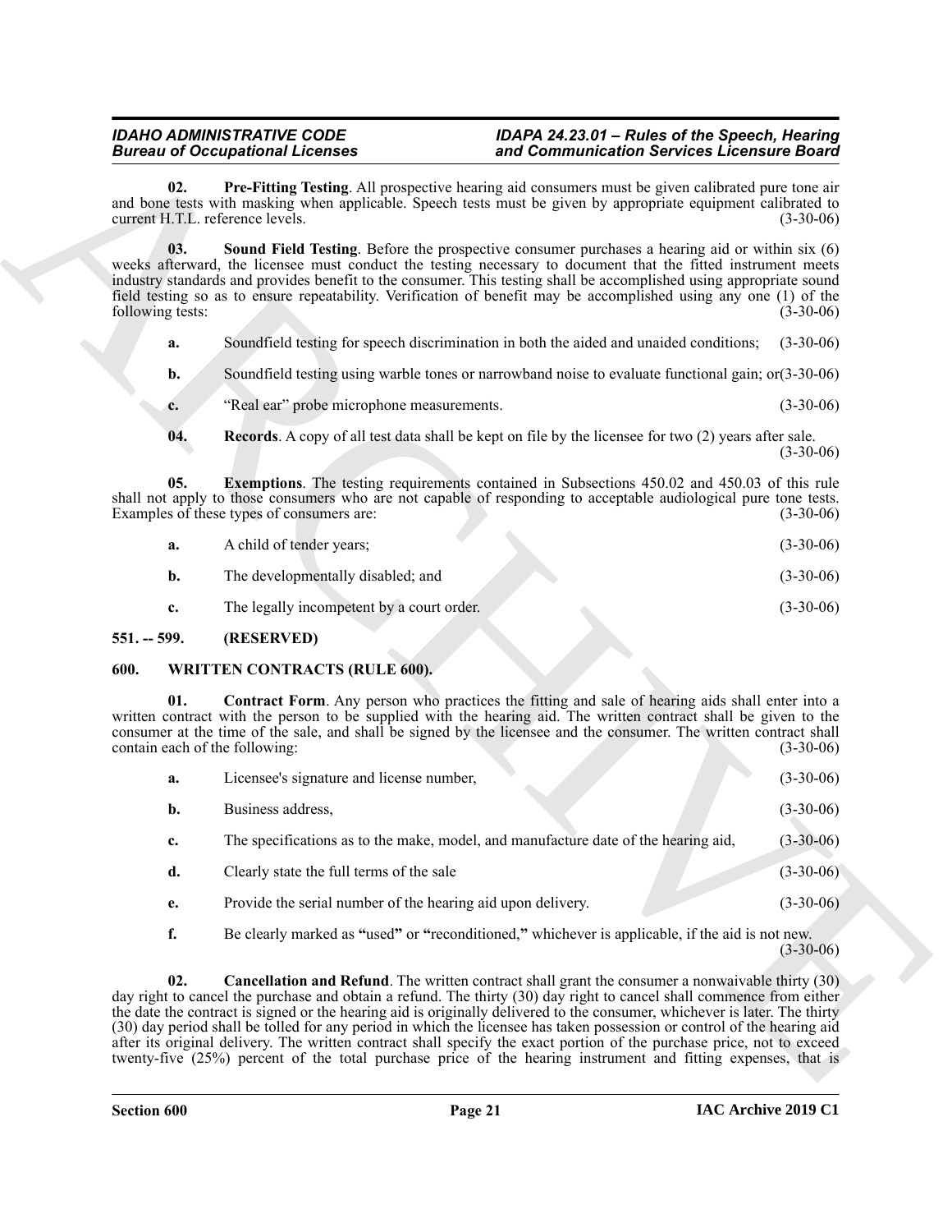**02. Pre-Fitting Testing**. All prospective hearing aid consumers must be given calibrated pure tone air and bone tests with masking when applicable. Speech tests must be given by appropriate equipment calibrated to current H.T.L. reference levels. (3-30-06)

**03. Sound Field Testing**. Before the prospective consumer purchases a hearing aid or within six (6) weeks afterward, the licensee must conduct the testing necessary to document that the fitted instrument meets industry standards and provides benefit to the consumer. This testing shall be accomplished using appropriate sound field testing so as to ensure repeatability. Verification of benefit may be accomplished using any one (1) of the following tests: (3-30-06)

**a.** Soundfield testing for speech discrimination in both the aided and unaided conditions; (3-30-06)

**b.** Soundfield testing using warble tones or narrowband noise to evaluate functional gain; or(3-30-06)

**c.** "Real ear" probe microphone measurements. (3-30-06)

**04. Records**. A copy of all test data shall be kept on file by the licensee for two (2) years after sale. (3-30-06)

**05. Exemptions**. The testing requirements contained in Subsections 450.02 and 450.03 of this rule shall not apply to those consumers who are not capable of responding to acceptable audiological pure tone tests. Examples of these types of consumers are: (3-30-06)

**a.** A child of tender years; (3-30-06)

**b.** The developmentally disabled; and (3-30-06)

**c.** The legally incompetent by a court order. (3-30-06)

## 551. -- 599. (RESERVED)

## 600. WRITTEN CONTRACTS (RULE 600).

**01. Contract Form**. Any person who practices the fitting and sale of hearing aids shall enter into a written contract with the person to be supplied with the hearing aid. The written contract shall be given to the consumer at the time of the sale, and shall be signed by the licensee and the consumer. The written contract shall contain each of the following: (3-30-06)

**a.** Licensee's signature and license number, (3-30-06)

**b.** Business address, (3-30-06)

**c.** The specifications as to the make, model, and manufacture date of the hearing aid, (3-30-06)

**d.** Clearly state the full terms of the sale (3-30-06)

**e.** Provide the serial number of the hearing aid upon delivery. (3-30-06)

**f.** Be clearly marked as "used" or "reconditioned," whichever is applicable, if the aid is not new. (3-30-06)

**02. Cancellation and Refund**. The written contract shall grant the consumer a nonwaivable thirty (30) day right to cancel the purchase and obtain a refund. The thirty (30) day right to cancel shall commence from either the date the contract is signed or the hearing aid is originally delivered to the consumer, whichever is later. The thirty (30) day period shall be tolled for any period in which the licensee has taken possession or control of the hearing aid after its original delivery. The written contract shall specify the exact portion of the purchase price, not to exceed twenty-five (25%) percent of the total purchase price of the hearing instrument and fitting expenses, that is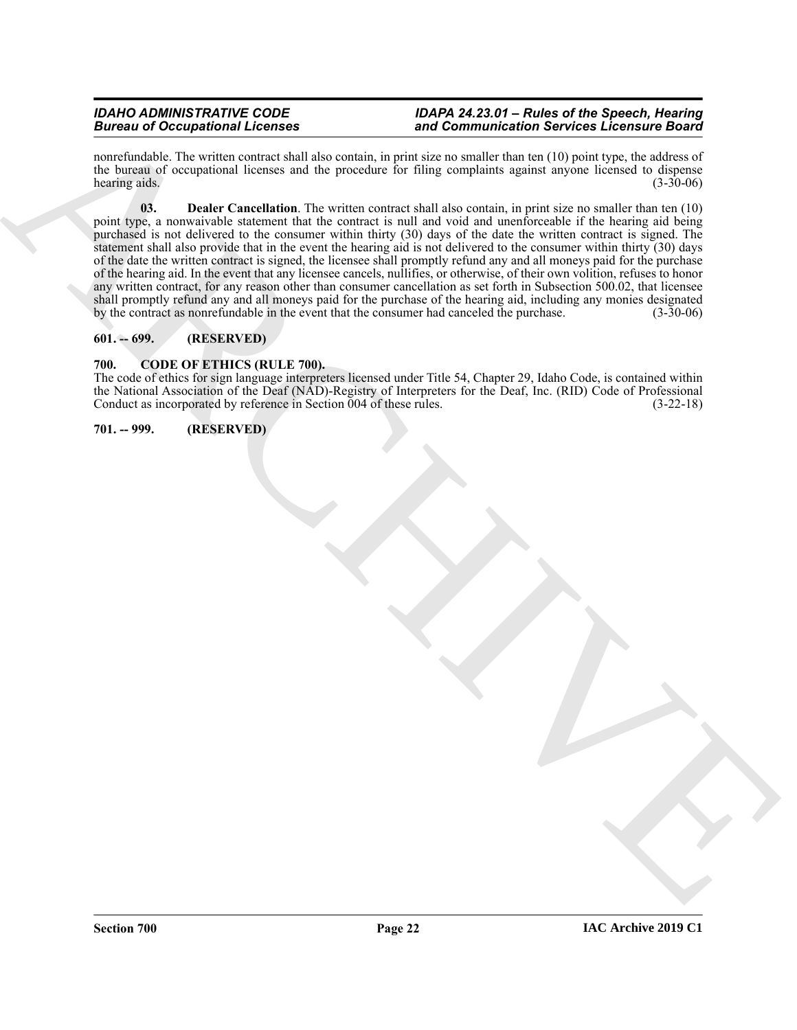nonrefundable. The written contract shall also contain, in print size no smaller than ten (10) point type, the address of the bureau of occupational licenses and the procedure for filing complaints against anyone licensed to dispense hearing aids. (3-30-06)

**03. Dealer Cancellation**. The written contract shall also contain, in print size no smaller than ten (10) point type, a nonwaivable statement that the contract is null and void and unenforceable if the hearing aid being purchased is not delivered to the consumer within thirty (30) days of the date the written contract is signed. The statement shall also provide that in the event the hearing aid is not delivered to the consumer within thirty (30) days of the date the written contract is signed, the licensee shall promptly refund any and all moneys paid for the purchase of the hearing aid. In the event that any licensee cancels, nullifies, or otherwise, of their own volition, refuses to honor any written contract, for any reason other than consumer cancellation as set forth in Subsection 500.02, that licensee shall promptly refund any and all moneys paid for the purchase of the hearing aid, including any monies designated by the contract as nonrefundable in the event that the consumer had canceled the purchase. (3-30-06)

## 601. -- 699. (RESERVED)

## 700. CODE OF ETHICS (RULE 700).

The code of ethics for sign language interpreters licensed under Title 54, Chapter 29, Idaho Code, is contained within the National Association of the Deaf (NAD)-Registry of Interpreters for the Deaf, Inc. (RID) Code of Professional Conduct as incorporated by reference in Section 004 of these rules. (3-22-18)

## 701. -- 999. (RESERVED)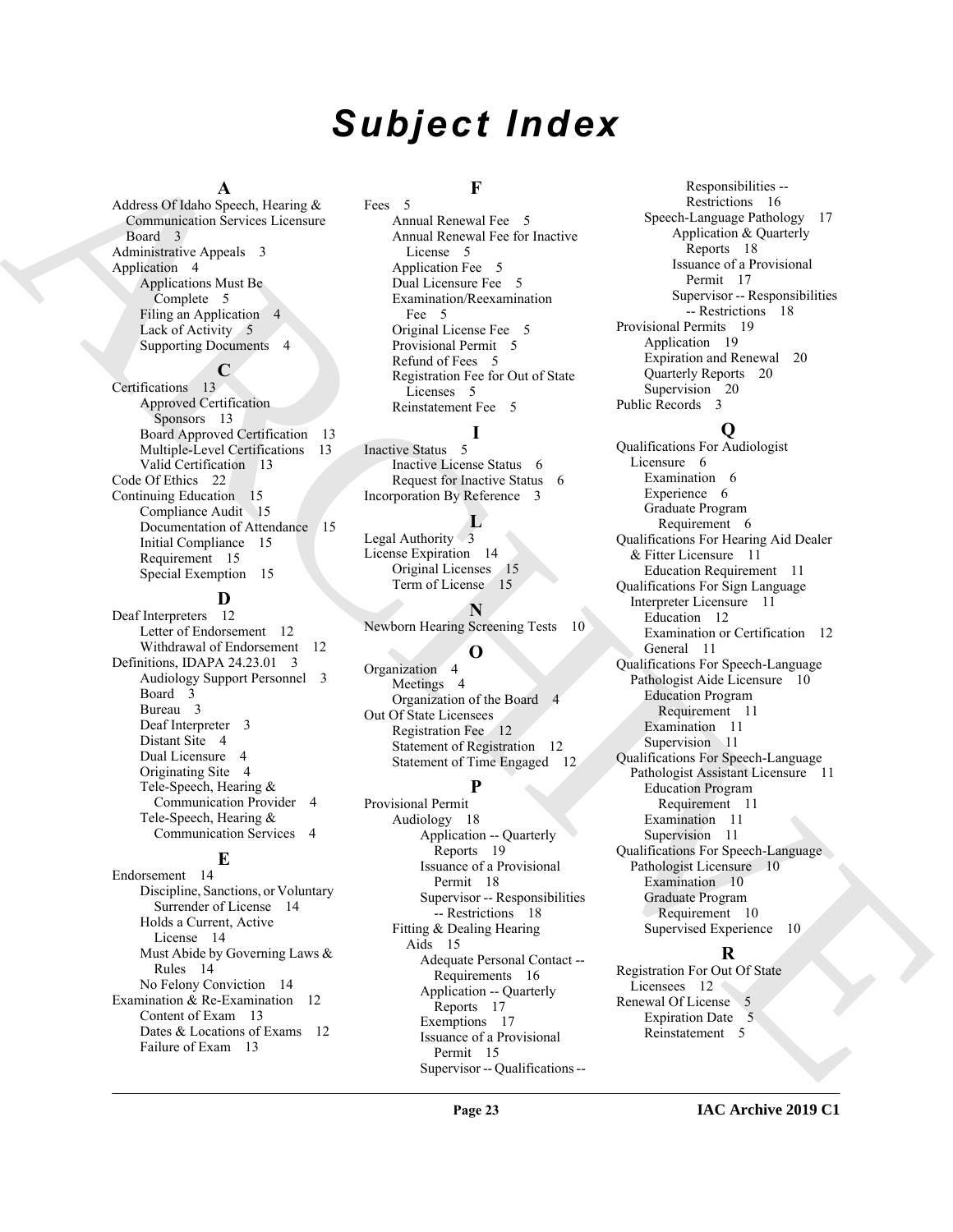# Subject Index

**A**

Address Of Idaho Speech, Hearing & Communication Services Licensure Board 3
Administrative Appeals 3
Application 4
- Applications Must Be Complete 5
- Filing an Application 4
- Lack of Activity 5
- Supporting Documents 4

**C**

Certifications 13
- Approved Certification Sponsors 13
- Board Approved Certification 13
- Multiple-Level Certifications 13
- Valid Certification 13

Code Of Ethics 22
Continuing Education 15
- Compliance Audit 15
- Documentation of Attendance 15
- Initial Compliance 15
- Requirement 15
- Special Exemption 15

**D**

Deaf Interpreters 12
- Letter of Endorsement 12
- Withdrawal of Endorsement 12

Definitions, IDAPA 24.23.01 3
- Audiology Support Personnel 3
- Board 3
- Bureau 3
- Deaf Interpreter 3
- Distant Site 4
- Dual Licensure 4
- Originating Site 4
- Tele-Speech, Hearing & Communication Provider 4
- Tele-Speech, Hearing & Communication Services 4

**E**

Endorsement 14
- Discipline, Sanctions, or Voluntary Surrender of License 14
- Holds a Current, Active License 14
- Must Abide by Governing Laws & Rules 14
- No Felony Conviction 14

Examination & Re-Examination 12
- Content of Exam 13
- Dates & Locations of Exams 12
- Failure of Exam 13

**F**

Fees 5
- Annual Renewal Fee 5
- Annual Renewal Fee for Inactive License 5
- Application Fee 5
- Dual Licensure Fee 5
- Examination/Reexamination Fee 5
- Original License Fee 5
- Provisional Permit 5
- Refund of Fees 5
- Registration Fee for Out of State Licenses 5
- Reinstatement Fee 5

**I**

Inactive Status 5
- Inactive License Status 6
- Request for Inactive Status 6

Incorporation By Reference 3

**L**

Legal Authority 3
License Expiration 14
- Original Licenses 15
- Term of License 15

**N**

Newborn Hearing Screening Tests 10

**O**

Organization 4
- Meetings 4
- Organization of the Board 4

Out Of State Licensees
- Registration Fee 12
- Statement of Registration 12
- Statement of Time Engaged 12

**P**

Provisional Permit
- Audiology 18
  - Application -- Quarterly Reports 19
  - Issuance of a Provisional Permit 18
  - Supervisor -- Responsibilities -- Restrictions 18
- Fitting & Dealing Hearing Aids 15
  - Adequate Personal Contact -- Requirements 16
  - Application -- Quarterly Reports 17
  - Exemptions 17
  - Issuance of a Provisional Permit 15
  - Supervisor -- Qualifications -- Responsibilities -- Restrictions 16
- Speech-Language Pathology 17
  - Application & Quarterly Reports 18
  - Issuance of a Provisional Permit 17
  - Supervisor -- Responsibilities -- Restrictions 18

Provisional Permits 19
- Application 19
- Expiration and Renewal 20
- Quarterly Reports 20
- Supervision 20

Public Records 3

**Q**

Qualifications For Audiologist Licensure 6
- Examination 6
- Experience 6
- Graduate Program Requirement 6

Qualifications For Hearing Aid Dealer & Fitter Licensure 11
- Education Requirement 11

Qualifications For Sign Language Interpreter Licensure 11
- Education 12
- Examination or Certification 12
- General 11

Qualifications For Speech-Language Pathologist Aide Licensure 10
- Education Program Requirement 11
- Examination 11
- Supervision 11

Qualifications For Speech-Language Pathologist Assistant Licensure 11
- Education Program Requirement 11
- Examination 11
- Supervision 11

Qualifications For Speech-Language Pathologist Licensure 10
- Examination 10
- Graduate Program Requirement 10
- Supervised Experience 10

**R**

Registration For Out Of State Licensees 12
Renewal Of License 5
- Expiration Date 5
- Reinstatement 5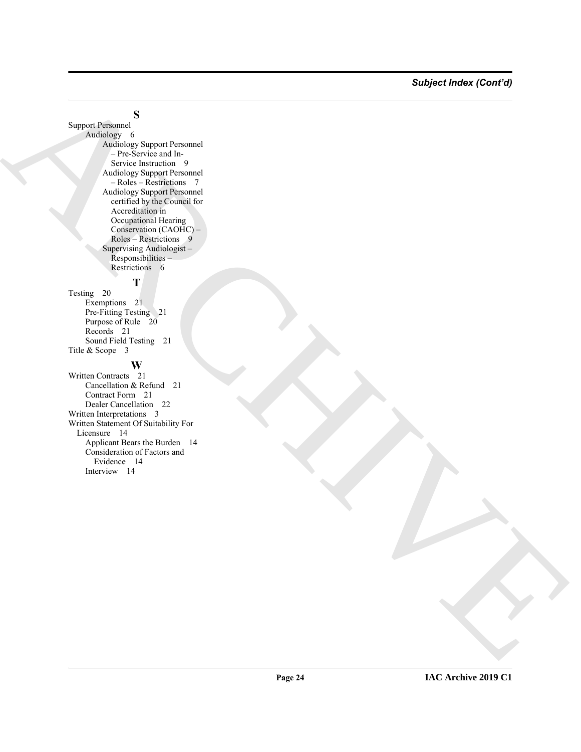## S

Support Personnel
- Audiology 6
  - Audiology Support Personnel – Pre-Service and In-Service Instruction 9
  - Audiology Support Personnel – Roles – Restrictions 7
  - Audiology Support Personnel certified by the Council for Accreditation in Occupational Hearing Conservation (CAOHC) – Roles – Restrictions 9
  - Supervising Audiologist – Responsibilities – Restrictions 6

## T

Testing 20
- Exemptions 21
- Pre-Fitting Testing 21
- Purpose of Rule 20
- Records 21
- Sound Field Testing 21

Title & Scope 3

## W

Written Contracts 21
- Cancellation & Refund 21
- Contract Form 21
- Dealer Cancellation 22

Written Interpretations 3

Written Statement Of Suitability For Licensure 14
- Applicant Bears the Burden 14
- Consideration of Factors and Evidence 14
- Interview 14